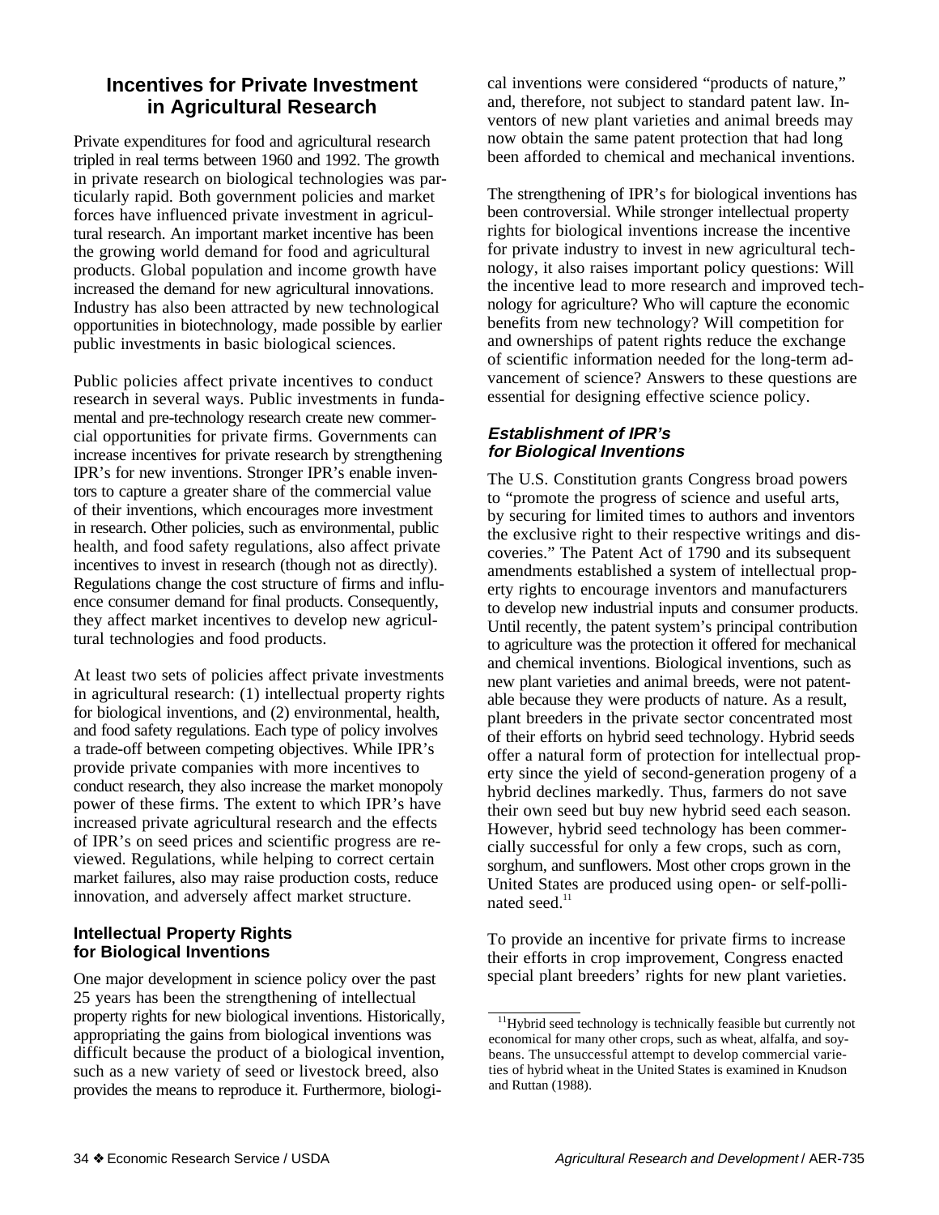# Incentives for Private Investment in Agricultural Research

Private expenditures for food and agricultural research tripled in real terms between 1960 and 1992. The growth in private research on biological technologies was particularly rapid. Both government policies and market forces have influenced private investment in agricultural research. An important market incentive has been the growing world demand for food and agricultural products. Global population and income growth have increased the demand for new agricultural innovations. Industry has also been attracted by new technological opportunities in biotechnology, made possible by earlier public investments in basic biological sciences.

Public policies affect private incentives to conduct research in several ways. Public investments in fundamental and pre-technology research create new commercial opportunities for private firms. Governments can increase incentives for private research by strengthening IPR's for new inventions. Stronger IPR's enable inventors to capture a greater share of the commercial value of their inventions, which encourages more investment in research. Other policies, such as environmental, public health, and food safety regulations, also affect private incentives to invest in research (though not as directly). Regulations change the cost structure of firms and influence consumer demand for final products. Consequently, they affect market incentives to develop new agricultural technologies and food products.

At least two sets of policies affect private investments in agricultural research: (1) intellectual property rights for biological inventions, and (2) environmental, health, and food safety regulations. Each type of policy involves a trade-off between competing objectives. While IPR's provide private companies with more incentives to conduct research, they also increase the market monopoly power of these firms. The extent to which IPR's have increased private agricultural research and the effects of IPR's on seed prices and scientific progress are reviewed. Regulations, while helping to correct certain market failures, also may raise production costs, reduce innovation, and adversely affect market structure.

## Intellectual Property Rights for Biological Inventions

One major development in science policy over the past 25 years has been the strengthening of intellectual property rights for new biological inventions. Historically, appropriating the gains from biological inventions was difficult because the product of a biological invention, such as a new variety of seed or livestock breed, also provides the means to reproduce it. Furthermore, biological inventions were considered "products of nature," and, therefore, not subject to standard patent law. Inventors of new plant varieties and animal breeds may now obtain the same patent protection that had long been afforded to chemical and mechanical inventions.

The strengthening of IPR's for biological inventions has been controversial. While stronger intellectual property rights for biological inventions increase the incentive for private industry to invest in new agricultural technology, it also raises important policy questions: Will the incentive lead to more research and improved technology for agriculture? Who will capture the economic benefits from new technology? Will competition for and ownerships of patent rights reduce the exchange of scientific information needed for the long-term advancement of science? Answers to these questions are essential for designing effective science policy.

### *Establishment of IPR's for Biological Inventions*

The U.S. Constitution grants Congress broad powers to "promote the progress of science and useful arts, by securing for limited times to authors and inventors the exclusive right to their respective writings and discoveries." The Patent Act of 1790 and its subsequent amendments established a system of intellectual property rights to encourage inventors and manufacturers to develop new industrial inputs and consumer products. Until recently, the patent system's principal contribution to agriculture was the protection it offered for mechanical and chemical inventions. Biological inventions, such as new plant varieties and animal breeds, were not patentable because they were products of nature. As a result, plant breeders in the private sector concentrated most of their efforts on hybrid seed technology. Hybrid seeds offer a natural form of protection for intellectual property since the yield of second-generation progeny of a hybrid declines markedly. Thus, farmers do not save their own seed but buy new hybrid seed each season. However, hybrid seed technology has been commercially successful for only a few crops, such as corn, sorghum, and sunflowers. Most other crops grown in the United States are produced using open- or self-pollinated seed.[11]

To provide an incentive for private firms to increase their efforts in crop improvement, Congress enacted special plant breeders' rights for new plant varieties.

[11] Hybrid seed technology is technically feasible but currently not economical for many other crops, such as wheat, alfalfa, and soybeans. The unsuccessful attempt to develop commercial varieties of hybrid wheat in the United States is examined in Knudson and Ruttan (1988).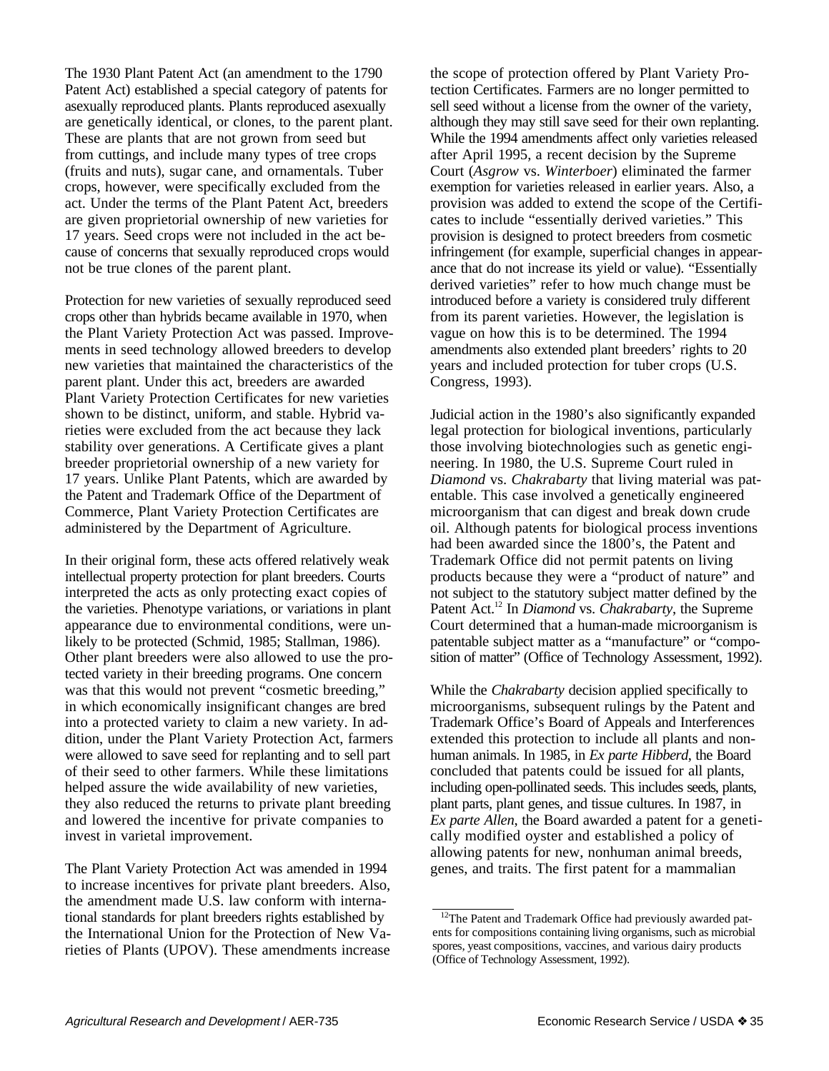The 1930 Plant Patent Act (an amendment to the 1790 Patent Act) established a special category of patents for asexually reproduced plants. Plants reproduced asexually are genetically identical, or clones, to the parent plant. These are plants that are not grown from seed but from cuttings, and include many types of tree crops (fruits and nuts), sugar cane, and ornamentals. Tuber crops, however, were specifically excluded from the act. Under the terms of the Plant Patent Act, breeders are given proprietorial ownership of new varieties for 17 years. Seed crops were not included in the act because of concerns that sexually reproduced crops would not be true clones of the parent plant.

Protection for new varieties of sexually reproduced seed crops other than hybrids became available in 1970, when the Plant Variety Protection Act was passed. Improvements in seed technology allowed breeders to develop new varieties that maintained the characteristics of the parent plant. Under this act, breeders are awarded Plant Variety Protection Certificates for new varieties shown to be distinct, uniform, and stable. Hybrid varieties were excluded from the act because they lack stability over generations. A Certificate gives a plant breeder proprietorial ownership of a new variety for 17 years. Unlike Plant Patents, which are awarded by the Patent and Trademark Office of the Department of Commerce, Plant Variety Protection Certificates are administered by the Department of Agriculture.

In their original form, these acts offered relatively weak intellectual property protection for plant breeders. Courts interpreted the acts as only protecting exact copies of the varieties. Phenotype variations, or variations in plant appearance due to environmental conditions, were unlikely to be protected (Schmid, 1985; Stallman, 1986). Other plant breeders were also allowed to use the protected variety in their breeding programs. One concern was that this would not prevent "cosmetic breeding," in which economically insignificant changes are bred into a protected variety to claim a new variety. In addition, under the Plant Variety Protection Act, farmers were allowed to save seed for replanting and to sell part of their seed to other farmers. While these limitations helped assure the wide availability of new varieties, they also reduced the returns to private plant breeding and lowered the incentive for private companies to invest in varietal improvement.

The Plant Variety Protection Act was amended in 1994 to increase incentives for private plant breeders. Also, the amendment made U.S. law conform with international standards for plant breeders rights established by the International Union for the Protection of New Varieties of Plants (UPOV). These amendments increase the scope of protection offered by Plant Variety Protection Certificates. Farmers are no longer permitted to sell seed without a license from the owner of the variety, although they may still save seed for their own replanting. While the 1994 amendments affect only varieties released after April 1995, a recent decision by the Supreme Court (*Asgrow* vs. *Winterboer*) eliminated the farmer exemption for varieties released in earlier years. Also, a provision was added to extend the scope of the Certificates to include "essentially derived varieties." This provision is designed to protect breeders from cosmetic infringement (for example, superficial changes in appearance that do not increase its yield or value). "Essentially derived varieties" refer to how much change must be introduced before a variety is considered truly different from its parent varieties. However, the legislation is vague on how this is to be determined. The 1994 amendments also extended plant breeders' rights to 20 years and included protection for tuber crops (U.S. Congress, 1993).

Judicial action in the 1980's also significantly expanded legal protection for biological inventions, particularly those involving biotechnologies such as genetic engineering. In 1980, the U.S. Supreme Court ruled in *Diamond* vs. *Chakrabarty* that living material was patentable. This case involved a genetically engineered microorganism that can digest and break down crude oil. Although patents for biological process inventions had been awarded since the 1800's, the Patent and Trademark Office did not permit patents on living products because they were a "product of nature" and not subject to the statutory subject matter defined by the Patent Act.[12] In *Diamond* vs. *Chakrabarty*, the Supreme Court determined that a human-made microorganism is patentable subject matter as a "manufacture" or "composition of matter" (Office of Technology Assessment, 1992).

While the *Chakrabarty* decision applied specifically to microorganisms, subsequent rulings by the Patent and Trademark Office's Board of Appeals and Interferences extended this protection to include all plants and nonhuman animals. In 1985, in *Ex parte Hibberd*, the Board concluded that patents could be issued for all plants, including open-pollinated seeds. This includes seeds, plants, plant parts, plant genes, and tissue cultures. In 1987, in *Ex parte Allen*, the Board awarded a patent for a genetically modified oyster and established a policy of allowing patents for new, nonhuman animal breeds, genes, and traits. The first patent for a mammalian

[12] The Patent and Trademark Office had previously awarded patents for compositions containing living organisms, such as microbial spores, yeast compositions, vaccines, and various dairy products (Office of Technology Assessment, 1992).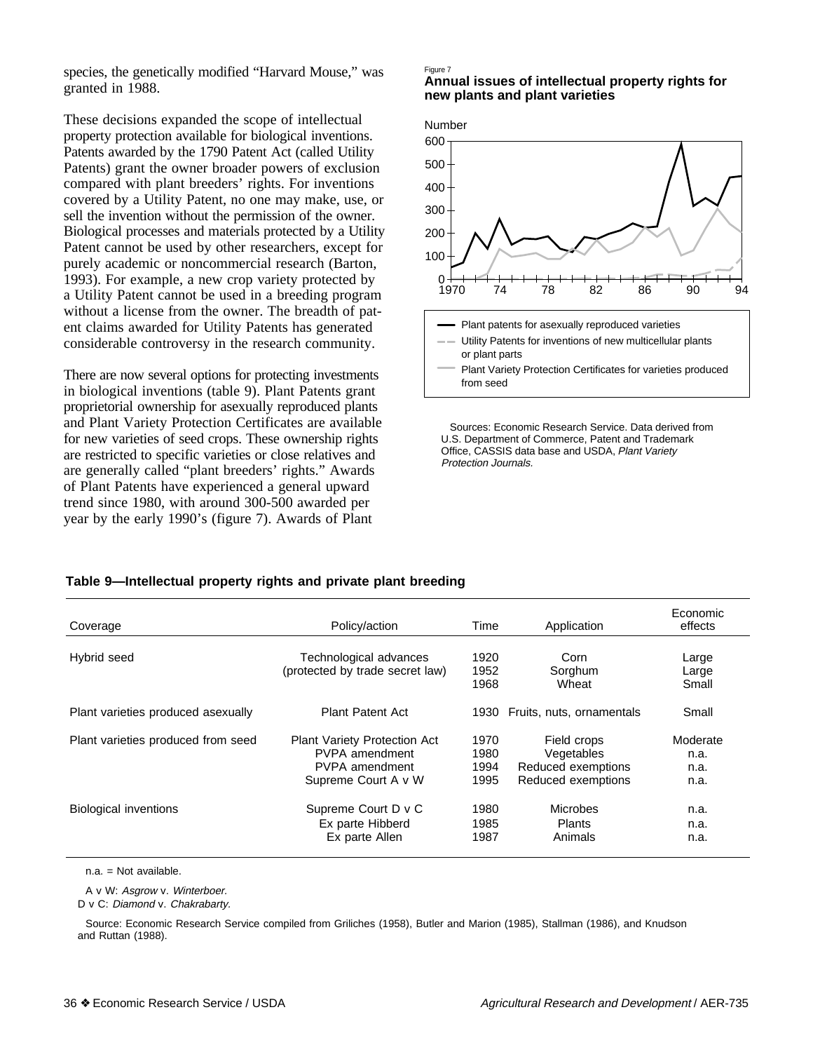species, the genetically modified "Harvard Mouse," was granted in 1988.

These decisions expanded the scope of intellectual property protection available for biological inventions. Patents awarded by the 1790 Patent Act (called Utility Patents) grant the owner broader powers of exclusion compared with plant breeders' rights. For inventions covered by a Utility Patent, no one may make, use, or sell the invention without the permission of the owner. Biological processes and materials protected by a Utility Patent cannot be used by other researchers, except for purely academic or noncommercial research (Barton, 1993). For example, a new crop variety protected by a Utility Patent cannot be used in a breeding program without a license from the owner. The breadth of patent claims awarded for Utility Patents has generated considerable controversy in the research community.

There are now several options for protecting investments in biological inventions (table 9). Plant Patents grant proprietorial ownership for asexually reproduced plants and Plant Variety Protection Certificates are available for new varieties of seed crops. These ownership rights are restricted to specific varieties or close relatives and are generally called "plant breeders' rights." Awards of Plant Patents have experienced a general upward trend since 1980, with around 300-500 awarded per year by the early 1990's (figure 7). Awards of Plant

Figure 7

**Annual issues of intellectual property rights for new plants and plant varieties**

Number

- Plant patents for asexually reproduced varieties
- Utility Patents for inventions of new multicellular plants or plant parts
- Plant Variety Protection Certificates for varieties produced from seed

Sources: Economic Research Service. Data derived from U.S. Department of Commerce, Patent and Trademark Office, CASSIS data base and USDA, *Plant Variety Protection Journals.*

**Table 9—Intellectual property rights and private plant breeding**

| Coverage | Policy/action | Time | Application | Economic effects |
|---|---|---|---|---|
| Hybrid seed | Technological advances (protected by trade secret law) | 1920 | Corn | Large |
| | | 1952 | Sorghum | Large |
| | | 1968 | Wheat | Small |
| Plant varieties produced asexually | Plant Patent Act | 1930 | Fruits, nuts, ornamentals | Small |
| Plant varieties produced from seed | Plant Variety Protection Act | 1970 | Field crops | Moderate |
| | PVPA amendment | 1980 | Vegetables | n.a. |
| | PVPA amendment | 1994 | Reduced exemptions | n.a. |
| | Supreme Court A v W | 1995 | Reduced exemptions | n.a. |
| Biological inventions | Supreme Court D v C | 1980 | Microbes | n.a. |
| | Ex parte Hibberd | 1985 | Plants | n.a. |
| | Ex parte Allen | 1987 | Animals | n.a. |

n.a. = Not available.

A v W: *Asgrow* v. *Winterboer.*
D v C: *Diamond* v. *Chakrabarty.*

Source: Economic Research Service compiled from Griliches (1958), Butler and Marion (1985), Stallman (1986), and Knudson and Ruttan (1988).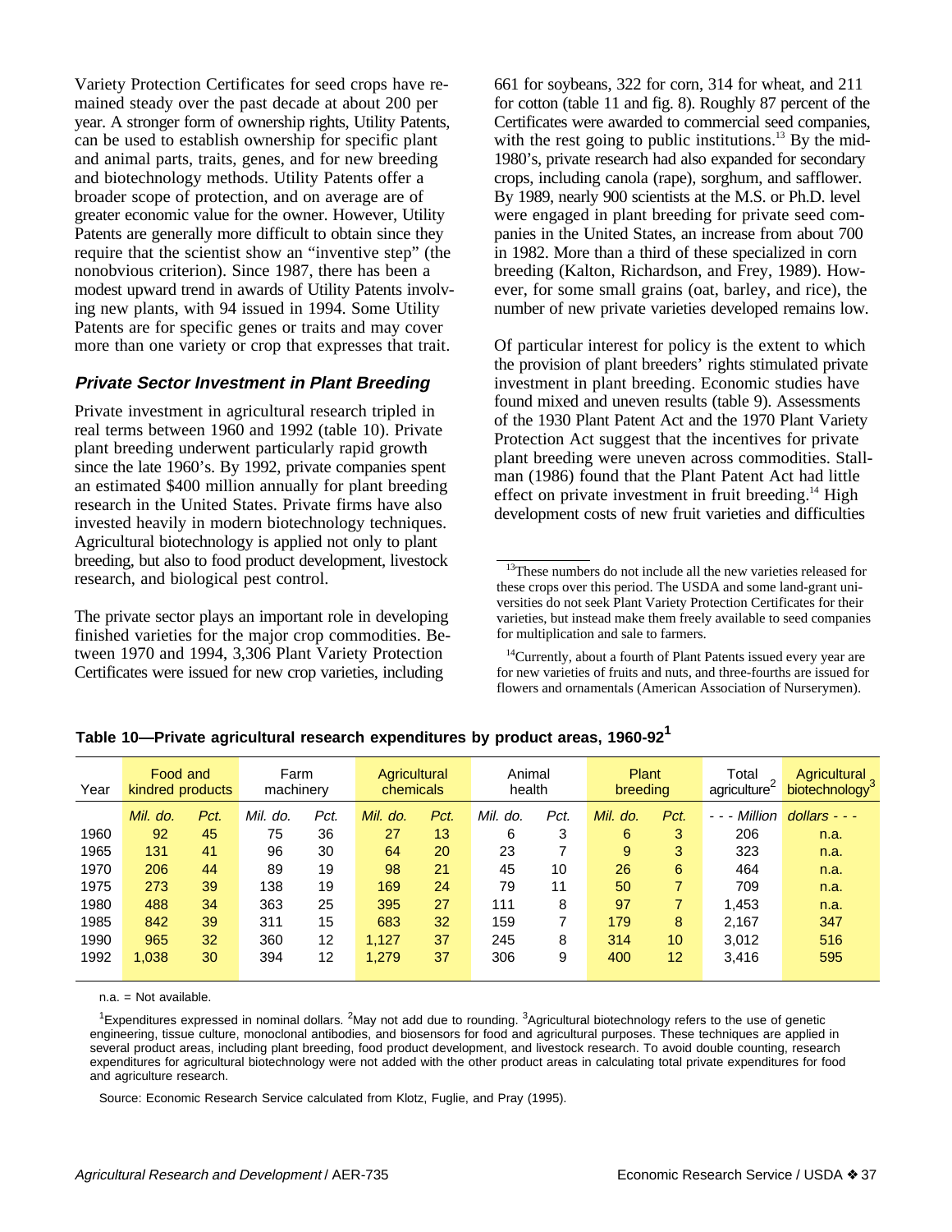Variety Protection Certificates for seed crops have remained steady over the past decade at about 200 per year. A stronger form of ownership rights, Utility Patents, can be used to establish ownership for specific plant and animal parts, traits, genes, and for new breeding and biotechnology methods. Utility Patents offer a broader scope of protection, and on average are of greater economic value for the owner. However, Utility Patents are generally more difficult to obtain since they require that the scientist show an "inventive step" (the nonobvious criterion). Since 1987, there has been a modest upward trend in awards of Utility Patents involving new plants, with 94 issued in 1994. Some Utility Patents are for specific genes or traits and may cover more than one variety or crop that expresses that trait.

### Private Sector Investment in Plant Breeding

Private investment in agricultural research tripled in real terms between 1960 and 1992 (table 10). Private plant breeding underwent particularly rapid growth since the late 1960's. By 1992, private companies spent an estimated \$400 million annually for plant breeding research in the United States. Private firms have also invested heavily in modern biotechnology techniques. Agricultural biotechnology is applied not only to plant breeding, but also to food product development, livestock research, and biological pest control.

The private sector plays an important role in developing finished varieties for the major crop commodities. Between 1970 and 1994, 3,306 Plant Variety Protection Certificates were issued for new crop varieties, including 661 for soybeans, 322 for corn, 314 for wheat, and 211 for cotton (table 11 and fig. 8). Roughly 87 percent of the Certificates were awarded to commercial seed companies, with the rest going to public institutions.[13] By the mid-1980's, private research had also expanded for secondary crops, including canola (rape), sorghum, and safflower. By 1989, nearly 900 scientists at the M.S. or Ph.D. level were engaged in plant breeding for private seed companies in the United States, an increase from about 700 in 1982. More than a third of these specialized in corn breeding (Kalton, Richardson, and Frey, 1989). However, for some small grains (oat, barley, and rice), the number of new private varieties developed remains low.

Of particular interest for policy is the extent to which the provision of plant breeders' rights stimulated private investment in plant breeding. Economic studies have found mixed and uneven results (table 9). Assessments of the 1930 Plant Patent Act and the 1970 Plant Variety Protection Act suggest that the incentives for private plant breeding were uneven across commodities. Stallman (1986) found that the Plant Patent Act had little effect on private investment in fruit breeding.[14] High development costs of new fruit varieties and difficulties

[13]These numbers do not include all the new varieties released for these crops over this period. The USDA and some land-grant universities do not seek Plant Variety Protection Certificates for their varieties, but instead make them freely available to seed companies for multiplication and sale to farmers.

[14]Currently, about a fourth of Plant Patents issued every year are for new varieties of fruits and nuts, and three-fourths are issued for flowers and ornamentals (American Association of Nurserymen).

**Table 10—Private agricultural research expenditures by product areas, 1960-92[1]**

| Year | Food and kindred products | | Farm machinery | | Agricultural chemicals | | Animal health | | Plant breeding | | Total agriculture[2] | Agricultural biotechnology[3] |
|---|---|---|---|---|---|---|---|---|---|---|---|---|
| | *Mil. do.* | *Pct.* | *Mil. do.* | *Pct.* | *Mil. do.* | *Pct.* | *Mil. do.* | *Pct.* | *Mil. do.* | *Pct.* | *- - - Million* | *dollars - - -* |
| 1960 | 92 | 45 | 75 | 36 | 27 | 13 | 6 | 3 | 6 | 3 | 206 | n.a. |
| 1965 | 131 | 41 | 96 | 30 | 64 | 20 | 23 | 7 | 9 | 3 | 323 | n.a. |
| 1970 | 206 | 44 | 89 | 19 | 98 | 21 | 45 | 10 | 26 | 6 | 464 | n.a. |
| 1975 | 273 | 39 | 138 | 19 | 169 | 24 | 79 | 11 | 50 | 7 | 709 | n.a. |
| 1980 | 488 | 34 | 363 | 25 | 395 | 27 | 111 | 8 | 97 | 7 | 1,453 | n.a. |
| 1985 | 842 | 39 | 311 | 15 | 683 | 32 | 159 | 7 | 179 | 8 | 2,167 | 347 |
| 1990 | 965 | 32 | 360 | 12 | 1,127 | 37 | 245 | 8 | 314 | 10 | 3,012 | 516 |
| 1992 | 1,038 | 30 | 394 | 12 | 1,279 | 37 | 306 | 9 | 400 | 12 | 3,416 | 595 |

n.a. = Not available.

[1]Expenditures expressed in nominal dollars. [2]May not add due to rounding. [3]Agricultural biotechnology refers to the use of genetic engineering, tissue culture, monoclonal antibodies, and biosensors for food and agricultural purposes. These techniques are applied in several product areas, including plant breeding, food product development, and livestock research. To avoid double counting, research expenditures for agricultural biotechnology were not added with the other product areas in calculating total private expenditures for food and agriculture research.

Source: Economic Research Service calculated from Klotz, Fuglie, and Pray (1995).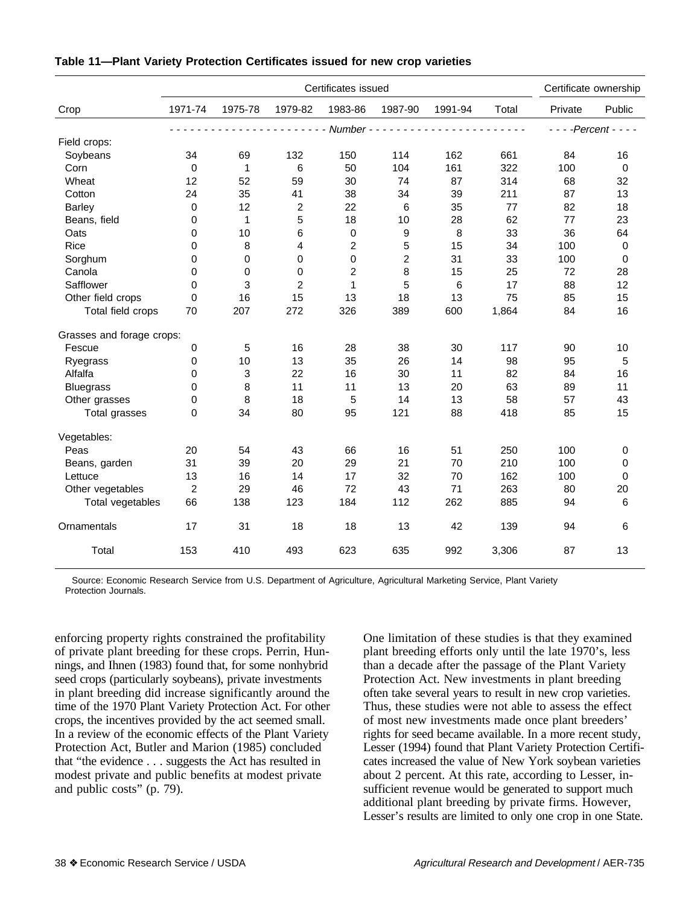**Table 11—Plant Variety Protection Certificates issued for new crop varieties**

| Crop | Certificates issued | | | | | | | Certificate ownership | |
|---|---|---|---|---|---|---|---|---|---|
| | 1971-74 | 1975-78 | 1979-82 | 1983-86 | 1987-90 | 1991-94 | Total | Private | Public |
| | *Number* | | | | | | | *Percent* | |
| Field crops: | | | | | | | | | |
| Soybeans | 34 | 69 | 132 | 150 | 114 | 162 | 661 | 84 | 16 |
| Corn | 0 | 1 | 6 | 50 | 104 | 161 | 322 | 100 | 0 |
| Wheat | 12 | 52 | 59 | 30 | 74 | 87 | 314 | 68 | 32 |
| Cotton | 24 | 35 | 41 | 38 | 34 | 39 | 211 | 87 | 13 |
| Barley | 0 | 12 | 2 | 22 | 6 | 35 | 77 | 82 | 18 |
| Beans, field | 0 | 1 | 5 | 18 | 10 | 28 | 62 | 77 | 23 |
| Oats | 0 | 10 | 6 | 0 | 9 | 8 | 33 | 36 | 64 |
| Rice | 0 | 8 | 4 | 2 | 5 | 15 | 34 | 100 | 0 |
| Sorghum | 0 | 0 | 0 | 0 | 2 | 31 | 33 | 100 | 0 |
| Canola | 0 | 0 | 0 | 2 | 8 | 15 | 25 | 72 | 28 |
| Safflower | 0 | 3 | 2 | 1 | 5 | 6 | 17 | 88 | 12 |
| Other field crops | 0 | 16 | 15 | 13 | 18 | 13 | 75 | 85 | 15 |
| Total field crops | 70 | 207 | 272 | 326 | 389 | 600 | 1,864 | 84 | 16 |
| Grasses and forage crops: | | | | | | | | | |
| Fescue | 0 | 5 | 16 | 28 | 38 | 30 | 117 | 90 | 10 |
| Ryegrass | 0 | 10 | 13 | 35 | 26 | 14 | 98 | 95 | 5 |
| Alfalfa | 0 | 3 | 22 | 16 | 30 | 11 | 82 | 84 | 16 |
| Bluegrass | 0 | 8 | 11 | 11 | 13 | 20 | 63 | 89 | 11 |
| Other grasses | 0 | 8 | 18 | 5 | 14 | 13 | 58 | 57 | 43 |
| Total grasses | 0 | 34 | 80 | 95 | 121 | 88 | 418 | 85 | 15 |
| Vegetables: | | | | | | | | | |
| Peas | 20 | 54 | 43 | 66 | 16 | 51 | 250 | 100 | 0 |
| Beans, garden | 31 | 39 | 20 | 29 | 21 | 70 | 210 | 100 | 0 |
| Lettuce | 13 | 16 | 14 | 17 | 32 | 70 | 162 | 100 | 0 |
| Other vegetables | 2 | 29 | 46 | 72 | 43 | 71 | 263 | 80 | 20 |
| Total vegetables | 66 | 138 | 123 | 184 | 112 | 262 | 885 | 94 | 6 |
| Ornamentals | 17 | 31 | 18 | 18 | 13 | 42 | 139 | 94 | 6 |
| Total | 153 | 410 | 493 | 623 | 635 | 992 | 3,306 | 87 | 13 |

Source: Economic Research Service from U.S. Department of Agriculture, Agricultural Marketing Service, Plant Variety Protection Journals.

enforcing property rights constrained the profitability of private plant breeding for these crops. Perrin, Hunnings, and Ihnen (1983) found that, for some nonhybrid seed crops (particularly soybeans), private investments in plant breeding did increase significantly around the time of the 1970 Plant Variety Protection Act. For other crops, the incentives provided by the act seemed small. In a review of the economic effects of the Plant Variety Protection Act, Butler and Marion (1985) concluded that "the evidence . . . suggests the Act has resulted in modest private and public benefits at modest private and public costs" (p. 79).

One limitation of these studies is that they examined plant breeding efforts only until the late 1970's, less than a decade after the passage of the Plant Variety Protection Act. New investments in plant breeding often take several years to result in new crop varieties. Thus, these studies were not able to assess the effect of most new investments made once plant breeders' rights for seed became available. In a more recent study, Lesser (1994) found that Plant Variety Protection Certificates increased the value of New York soybean varieties about 2 percent. At this rate, according to Lesser, insufficient revenue would be generated to support much additional plant breeding by private firms. However, Lesser's results are limited to only one crop in one State.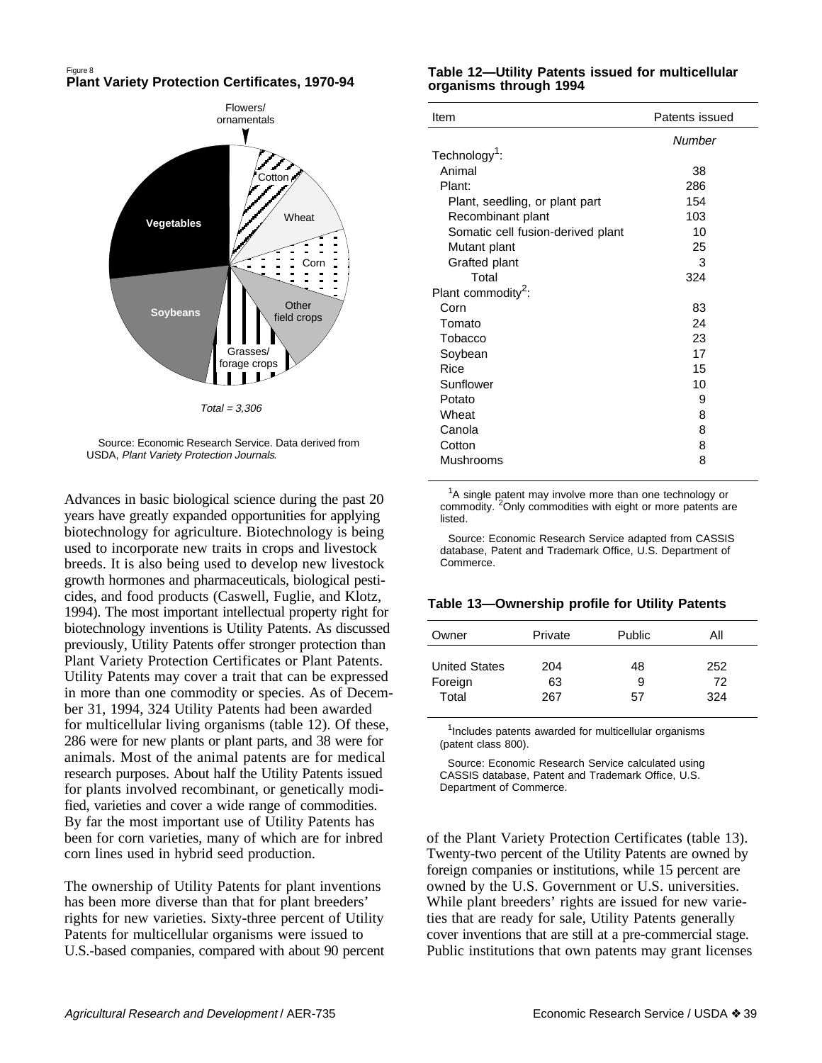Figure 8
**Plant Variety Protection Certificates, 1970-94**

Flowers/ ornamentals

Cotton

Wheat

Vegetables

Corn

Soybeans

Other field crops

Grasses/ forage crops

*Total = 3,306*

Source: Economic Research Service. Data derived from USDA, *Plant Variety Protection Journals*.

Advances in basic biological science during the past 20 years have greatly expanded opportunities for applying biotechnology for agriculture. Biotechnology is being used to incorporate new traits in crops and livestock breeds. It is also being used to develop new livestock growth hormones and pharmaceuticals, biological pesticides, and food products (Caswell, Fuglie, and Klotz, 1994). The most important intellectual property right for biotechnology inventions is Utility Patents. As discussed previously, Utility Patents offer stronger protection than Plant Variety Protection Certificates or Plant Patents. Utility Patents may cover a trait that can be expressed in more than one commodity or species. As of December 31, 1994, 324 Utility Patents had been awarded for multicellular living organisms (table 12). Of these, 286 were for new plants or plant parts, and 38 were for animals. Most of the animal patents are for medical research purposes. About half the Utility Patents issued for plants involved recombinant, or genetically modified, varieties and cover a wide range of commodities. By far the most important use of Utility Patents has been for corn varieties, many of which are for inbred corn lines used in hybrid seed production.

The ownership of Utility Patents for plant inventions has been more diverse than that for plant breeders' rights for new varieties. Sixty-three percent of Utility Patents for multicellular organisms were issued to U.S.-based companies, compared with about 90 percent of the Plant Variety Protection Certificates (table 13). Twenty-two percent of the Utility Patents are owned by foreign companies or institutions, while 15 percent are owned by the U.S. Government or U.S. universities. While plant breeders' rights are issued for new varieties that are ready for sale, Utility Patents generally cover inventions that are still at a pre-commercial stage. Public institutions that own patents may grant licenses

**Table 12—Utility Patents issued for multicellular organisms through 1994**

| Item | Patents issued |
|---|---|
| | *Number* |
| Technology[1]: | |
| Animal | 38 |
| Plant: | 286 |
| Plant, seedling, or plant part | 154 |
| Recombinant plant | 103 |
| Somatic cell fusion-derived plant | 10 |
| Mutant plant | 25 |
| Grafted plant | 3 |
| Total | 324 |
| Plant commodity[2]: | |
| Corn | 83 |
| Tomato | 24 |
| Tobacco | 23 |
| Soybean | 17 |
| Rice | 15 |
| Sunflower | 10 |
| Potato | 9 |
| Wheat | 8 |
| Canola | 8 |
| Cotton | 8 |
| Mushrooms | 8 |

[1]A single patent may involve more than one technology or commodity. [2]Only commodities with eight or more patents are listed.

Source: Economic Research Service adapted from CASSIS database, Patent and Trademark Office, U.S. Department of Commerce.

**Table 13—Ownership profile for Utility Patents**

| Owner | Private | Public | All |
|---|---|---|---|
| United States | 204 | 48 | 252 |
| Foreign | 63 | 9 | 72 |
| Total | 267 | 57 | 324 |

[1]Includes patents awarded for multicellular organisms (patent class 800).

Source: Economic Research Service calculated using CASSIS database, Patent and Trademark Office, U.S. Department of Commerce.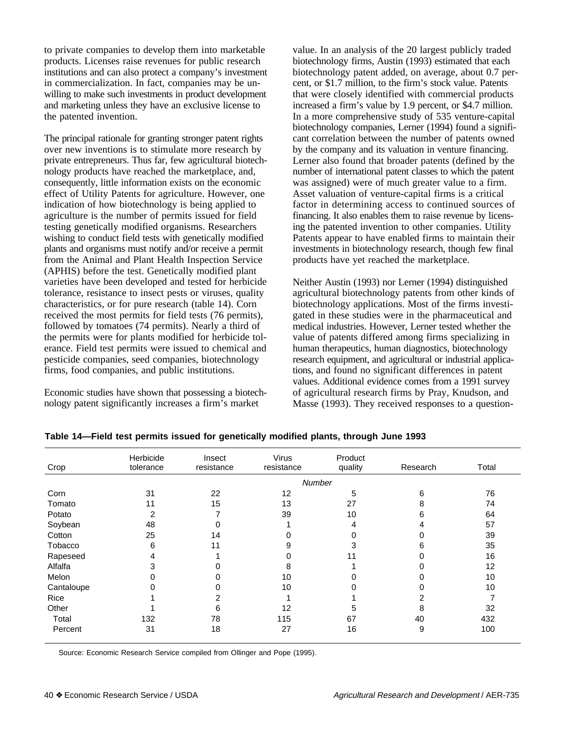to private companies to develop them into marketable products. Licenses raise revenues for public research institutions and can also protect a company's investment in commercialization. In fact, companies may be unwilling to make such investments in product development and marketing unless they have an exclusive license to the patented invention.

The principal rationale for granting stronger patent rights over new inventions is to stimulate more research by private entrepreneurs. Thus far, few agricultural biotechnology products have reached the marketplace, and, consequently, little information exists on the economic effect of Utility Patents for agriculture. However, one indication of how biotechnology is being applied to agriculture is the number of permits issued for field testing genetically modified organisms. Researchers wishing to conduct field tests with genetically modified plants and organisms must notify and/or receive a permit from the Animal and Plant Health Inspection Service (APHIS) before the test. Genetically modified plant varieties have been developed and tested for herbicide tolerance, resistance to insect pests or viruses, quality characteristics, or for pure research (table 14). Corn received the most permits for field tests (76 permits), followed by tomatoes (74 permits). Nearly a third of the permits were for plants modified for herbicide tolerance. Field test permits were issued to chemical and pesticide companies, seed companies, biotechnology firms, food companies, and public institutions.

Economic studies have shown that possessing a biotechnology patent significantly increases a firm's market value. In an analysis of the 20 largest publicly traded biotechnology firms, Austin (1993) estimated that each biotechnology patent added, on average, about 0.7 percent, or $1.7 million, to the firm's stock value. Patents that were closely identified with commercial products increased a firm's value by 1.9 percent, or $4.7 million. In a more comprehensive study of 535 venture-capital biotechnology companies, Lerner (1994) found a significant correlation between the number of patents owned by the company and its valuation in venture financing. Lerner also found that broader patents (defined by the number of international patent classes to which the patent was assigned) were of much greater value to a firm. Asset valuation of venture-capital firms is a critical factor in determining access to continued sources of financing. It also enables them to raise revenue by licensing the patented invention to other companies. Utility Patents appear to have enabled firms to maintain their investments in biotechnology research, though few final products have yet reached the marketplace.

Neither Austin (1993) nor Lerner (1994) distinguished agricultural biotechnology patents from other kinds of biotechnology applications. Most of the firms investigated in these studies were in the pharmaceutical and medical industries. However, Lerner tested whether the value of patents differed among firms specializing in human therapeutics, human diagnostics, biotechnology research equipment, and agricultural or industrial applications, and found no significant differences in patent values. Additional evidence comes from a 1991 survey of agricultural research firms by Pray, Knudson, and Masse (1993). They received responses to a question-

**Table 14—Field test permits issued for genetically modified plants, through June 1993**

| Crop | Herbicide tolerance | Insect resistance | Virus resistance | Product quality | Research | Total |
|---|---|---|---|---|---|---|
| | | | | *Number* | | |
| Corn | 31 | 22 | 12 | 5 | 6 | 76 |
| Tomato | 11 | 15 | 13 | 27 | 8 | 74 |
| Potato | 2 | 7 | 39 | 10 | 6 | 64 |
| Soybean | 48 | 0 | 1 | 4 | 4 | 57 |
| Cotton | 25 | 14 | 0 | 0 | 0 | 39 |
| Tobacco | 6 | 11 | 9 | 3 | 6 | 35 |
| Rapeseed | 4 | 1 | 0 | 11 | 0 | 16 |
| Alfalfa | 3 | 0 | 8 | 1 | 0 | 12 |
| Melon | 0 | 0 | 10 | 0 | 0 | 10 |
| Cantaloupe | 0 | 0 | 10 | 0 | 0 | 10 |
| Rice | 1 | 2 | 1 | 1 | 2 | 7 |
| Other | 1 | 6 | 12 | 5 | 8 | 32 |
| Total | 132 | 78 | 115 | 67 | 40 | 432 |
| Percent | 31 | 18 | 27 | 16 | 9 | 100 |

Source: Economic Research Service compiled from Ollinger and Pope (1995).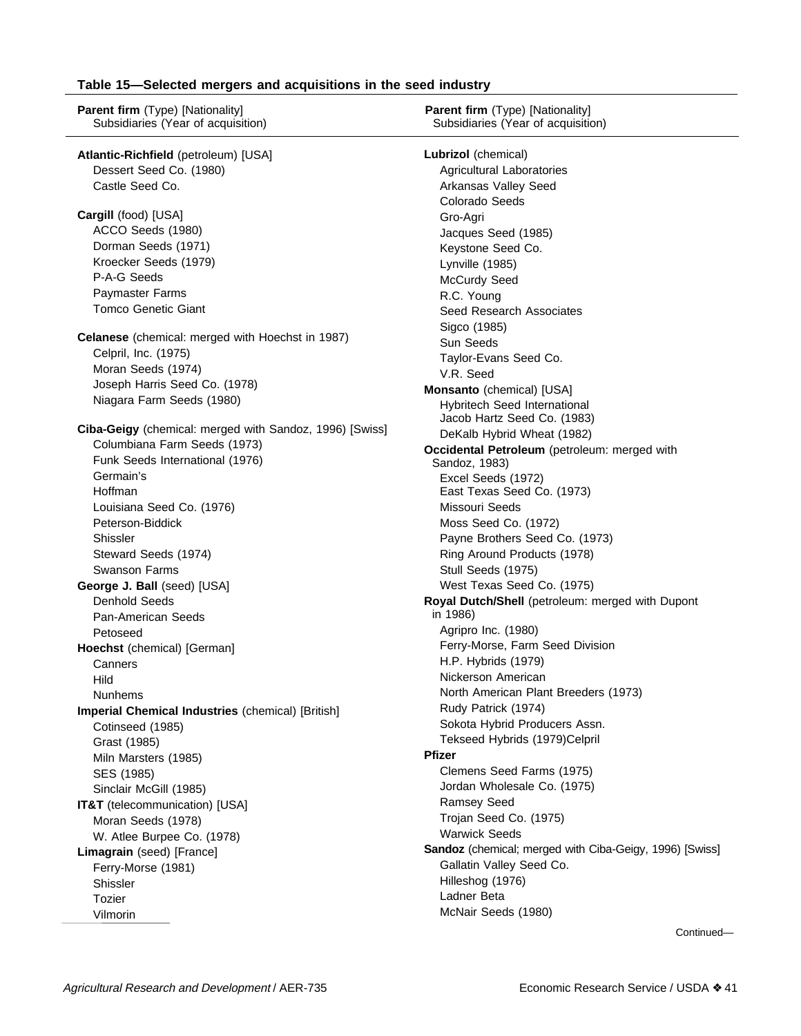**Table 15—Selected mergers and acquisitions in the seed industry**

| Parent firm (Type) [Nationality] Subsidiaries (Year of acquisition) |
|---|
| **Atlantic-Richfield** (petroleum) [USA] |
| Dessert Seed Co. (1980) |
| Castle Seed Co. |
| **Cargill** (food) [USA] |
| ACCO Seeds (1980) |
| Dorman Seeds (1971) |
| Kroecker Seeds (1979) |
| P-A-G Seeds |
| Paymaster Farms |
| Tomco Genetic Giant |
| **Celanese** (chemical: merged with Hoechst in 1987) |
| Celpril, Inc. (1975) |
| Moran Seeds (1974) |
| Joseph Harris Seed Co. (1978) |
| Niagara Farm Seeds (1980) |
| **Ciba-Geigy** (chemical: merged with Sandoz, 1996) [Swiss] |
| Columbiana Farm Seeds (1973) |
| Funk Seeds International (1976) |
| Germain's |
| Hoffman |
| Louisiana Seed Co. (1976) |
| Peterson-Biddick |
| Shissler |
| Steward Seeds (1974) |
| Swanson Farms |
| **George J. Ball** (seed) [USA] |
| Denhold Seeds |
| Pan-American Seeds |
| Petoseed |
| **Hoechst** (chemical) [German] |
| Canners |
| Hild |
| Nunhems |
| **Imperial Chemical Industries** (chemical) [British] |
| Cotinseed (1985) |
| Grast (1985) |
| Miln Marsters (1985) |
| SES (1985) |
| Sinclair McGill (1985) |
| **IT&T** (telecommunication) [USA] |
| Moran Seeds (1978) |
| W. Atlee Burpee Co. (1978) |
| **Limagrain** (seed) [France] |
| Ferry-Morse (1981) |
| Shissler |
| Tozier |
| Vilmorin |
| **Lubrizol** (chemical) |
| Agricultural Laboratories |
| Arkansas Valley Seed |
| Colorado Seeds |
| Gro-Agri |
| Jacques Seed (1985) |
| Keystone Seed Co. |
| Lynville (1985) |
| McCurdy Seed |
| R.C. Young |
| Seed Research Associates |
| Sigco (1985) |
| Sun Seeds |
| Taylor-Evans Seed Co. |
| V.R. Seed |
| **Monsanto** (chemical) [USA] |
| Hybritech Seed International |
| Jacob Hartz Seed Co. (1983) |
| DeKalb Hybrid Wheat (1982) |
| **Occidental Petroleum** (petroleum: merged with Sandoz, 1983) |
| Excel Seeds (1972) |
| East Texas Seed Co. (1973) |
| Missouri Seeds |
| Moss Seed Co. (1972) |
| Payne Brothers Seed Co. (1973) |
| Ring Around Products (1978) |
| Stull Seeds (1975) |
| West Texas Seed Co. (1975) |
| **Royal Dutch/Shell** (petroleum: merged with Dupont in 1986) |
| Agripro Inc. (1980) |
| Ferry-Morse, Farm Seed Division |
| H.P. Hybrids (1979) |
| Nickerson American |
| North American Plant Breeders (1973) |
| Rudy Patrick (1974) |
| Sokota Hybrid Producers Assn. |
| Tekseed Hybrids (1979)Celpril |
| **Pfizer** |
| Clemens Seed Farms (1975) |
| Jordan Wholesale Co. (1975) |
| Ramsey Seed |
| Trojan Seed Co. (1975) |
| Warwick Seeds |
| **Sandoz** (chemical; merged with Ciba-Geigy, 1996) [Swiss] |
| Gallatin Valley Seed Co. |
| Hilleshog (1976) |
| Ladner Beta |
| McNair Seeds (1980) |

Continued—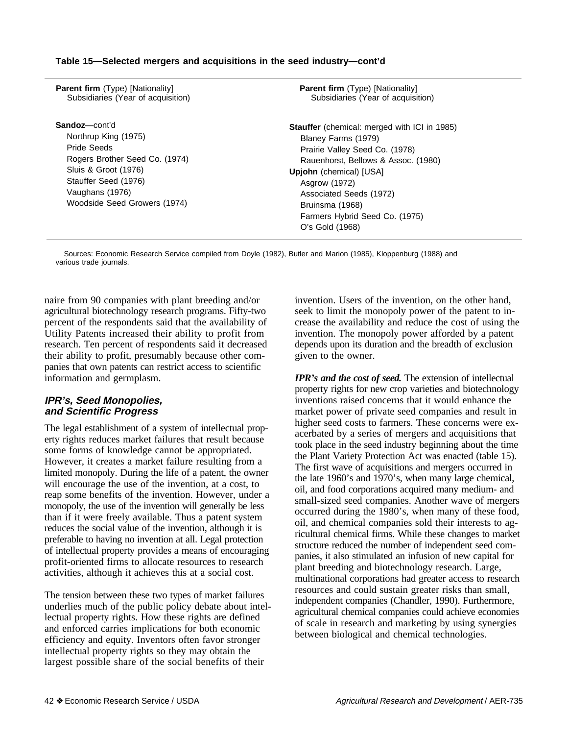**Table 15—Selected mergers and acquisitions in the seed industry—cont'd**

| **Parent firm** (Type) [Nationality] Subsidiaries (Year of acquisition) | **Parent firm** (Type) [Nationality] Subsidiaries (Year of acquisition) |
|---|---|
| **Sandoz**—cont'd | **Stauffer** (chemical: merged with ICI in 1985) |
| Northrup King (1975) | Blaney Farms (1979) |
| Pride Seeds | Prairie Valley Seed Co. (1978) |
| Rogers Brother Seed Co. (1974) | Rauenhorst, Bellows & Assoc. (1980) |
| Sluis & Groot (1976) | **Upjohn** (chemical) [USA] |
| Stauffer Seed (1976) | Asgrow (1972) |
| Vaughans (1976) | Associated Seeds (1972) |
| Woodside Seed Growers (1974) | Bruinsma (1968) |
| | Farmers Hybrid Seed Co. (1975) |
| | O's Gold (1968) |

Sources: Economic Research Service compiled from Doyle (1982), Butler and Marion (1985), Kloppenburg (1988) and various trade journals.

naire from 90 companies with plant breeding and/or agricultural biotechnology research programs. Fifty-two percent of the respondents said that the availability of Utility Patents increased their ability to profit from research. Ten percent of respondents said it decreased their ability to profit, presumably because other companies that own patents can restrict access to scientific information and germplasm.

### IPR's, Seed Monopolies, and Scientific Progress

The legal establishment of a system of intellectual property rights reduces market failures that result because some forms of knowledge cannot be appropriated. However, it creates a market failure resulting from a limited monopoly. During the life of a patent, the owner will encourage the use of the invention, at a cost, to reap some benefits of the invention. However, under a monopoly, the use of the invention will generally be less than if it were freely available. Thus a patent system reduces the social value of the invention, although it is preferable to having no invention at all. Legal protection of intellectual property provides a means of encouraging profit-oriented firms to allocate resources to research activities, although it achieves this at a social cost.

The tension between these two types of market failures underlies much of the public policy debate about intellectual property rights. How these rights are defined and enforced carries implications for both economic efficiency and equity. Inventors often favor stronger intellectual property rights so they may obtain the largest possible share of the social benefits of their invention. Users of the invention, on the other hand, seek to limit the monopoly power of the patent to increase the availability and reduce the cost of using the invention. The monopoly power afforded by a patent depends upon its duration and the breadth of exclusion given to the owner.

***IPR's and the cost of seed.*** The extension of intellectual property rights for new crop varieties and biotechnology inventions raised concerns that it would enhance the market power of private seed companies and result in higher seed costs to farmers. These concerns were exacerbated by a series of mergers and acquisitions that took place in the seed industry beginning about the time the Plant Variety Protection Act was enacted (table 15). The first wave of acquisitions and mergers occurred in the late 1960's and 1970's, when many large chemical, oil, and food corporations acquired many medium- and small-sized seed companies. Another wave of mergers occurred during the 1980's, when many of these food, oil, and chemical companies sold their interests to agricultural chemical firms. While these changes to market structure reduced the number of independent seed companies, it also stimulated an infusion of new capital for plant breeding and biotechnology research. Large, multinational corporations had greater access to research resources and could sustain greater risks than small, independent companies (Chandler, 1990). Furthermore, agricultural chemical companies could achieve economies of scale in research and marketing by using synergies between biological and chemical technologies.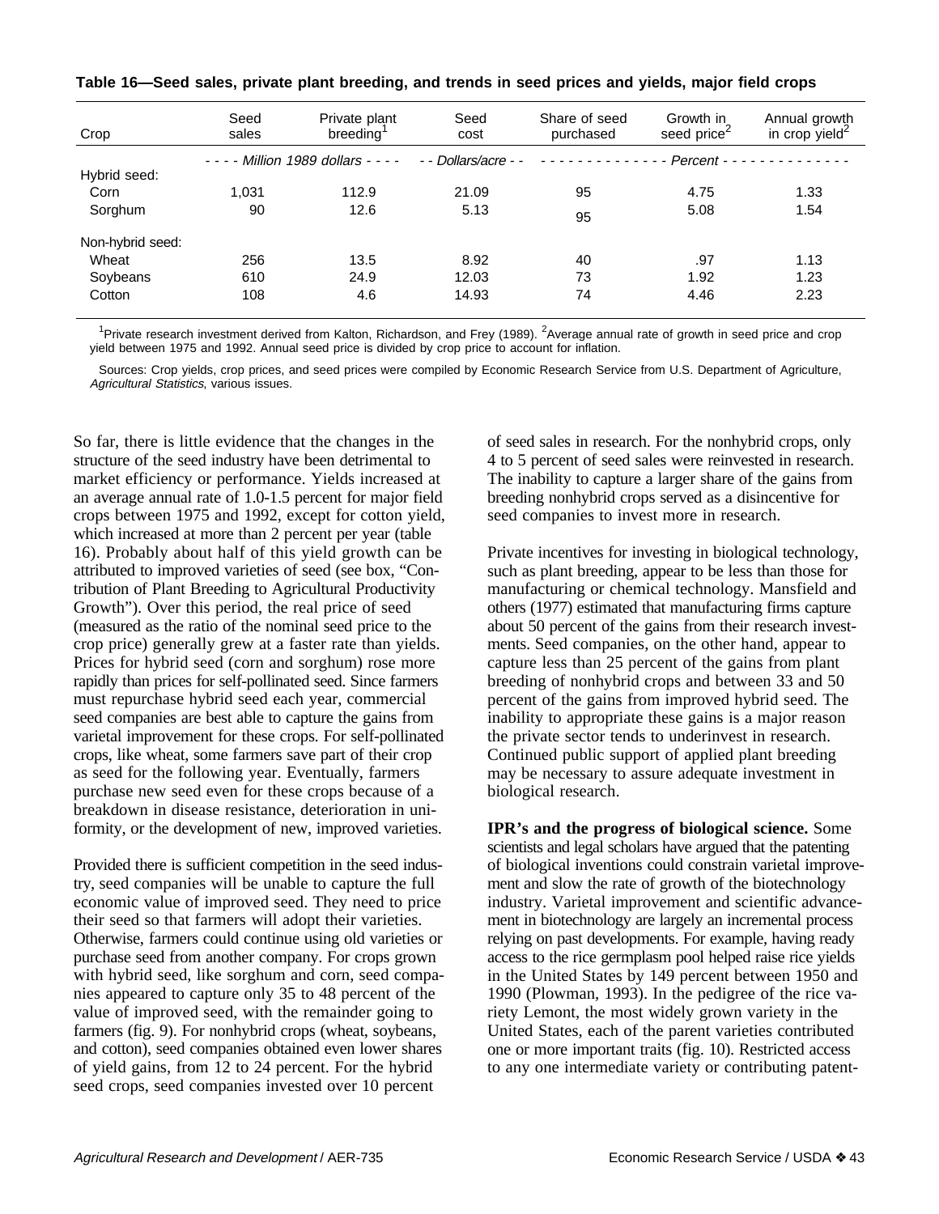**Table 16—Seed sales, private plant breeding, and trends in seed prices and yields, major field crops**

| Crop | Seed sales | Private plant breeding[1] | Seed cost | Share of seed purchased | Growth in seed price[2] | Annual growth in crop yield[2] |
|---|---|---|---|---|---|---|
| | *Million 1989 dollars* | | *Dollars/acre* | *Percent* | | |
| Hybrid seed: | | | | | | |
| Corn | 1,031 | 112.9 | 21.09 | 95 | 4.75 | 1.33 |
| Sorghum | 90 | 12.6 | 5.13 | 95 | 5.08 | 1.54 |
| Non-hybrid seed: | | | | | | |
| Wheat | 256 | 13.5 | 8.92 | 40 | .97 | 1.13 |
| Soybeans | 610 | 24.9 | 12.03 | 73 | 1.92 | 1.23 |
| Cotton | 108 | 4.6 | 14.93 | 74 | 4.46 | 2.23 |

[1]Private research investment derived from Kalton, Richardson, and Frey (1989). [2]Average annual rate of growth in seed price and crop yield between 1975 and 1992. Annual seed price is divided by crop price to account for inflation.

Sources: Crop yields, crop prices, and seed prices were compiled by Economic Research Service from U.S. Department of Agriculture, *Agricultural Statistics*, various issues.

So far, there is little evidence that the changes in the structure of the seed industry have been detrimental to market efficiency or performance. Yields increased at an average annual rate of 1.0-1.5 percent for major field crops between 1975 and 1992, except for cotton yield, which increased at more than 2 percent per year (table 16). Probably about half of this yield growth can be attributed to improved varieties of seed (see box, "Contribution of Plant Breeding to Agricultural Productivity Growth"). Over this period, the real price of seed (measured as the ratio of the nominal seed price to the crop price) generally grew at a faster rate than yields. Prices for hybrid seed (corn and sorghum) rose more rapidly than prices for self-pollinated seed. Since farmers must repurchase hybrid seed each year, commercial seed companies are best able to capture the gains from varietal improvement for these crops. For self-pollinated crops, like wheat, some farmers save part of their crop as seed for the following year. Eventually, farmers purchase new seed even for these crops because of a breakdown in disease resistance, deterioration in uniformity, or the development of new, improved varieties.

Provided there is sufficient competition in the seed industry, seed companies will be unable to capture the full economic value of improved seed. They need to price their seed so that farmers will adopt their varieties. Otherwise, farmers could continue using old varieties or purchase seed from another company. For crops grown with hybrid seed, like sorghum and corn, seed companies appeared to capture only 35 to 48 percent of the value of improved seed, with the remainder going to farmers (fig. 9). For nonhybrid crops (wheat, soybeans, and cotton), seed companies obtained even lower shares of yield gains, from 12 to 24 percent. For the hybrid seed crops, seed companies invested over 10 percent of seed sales in research. For the nonhybrid crops, only 4 to 5 percent of seed sales were reinvested in research. The inability to capture a larger share of the gains from breeding nonhybrid crops served as a disincentive for seed companies to invest more in research.

Private incentives for investing in biological technology, such as plant breeding, appear to be less than those for manufacturing or chemical technology. Mansfield and others (1977) estimated that manufacturing firms capture about 50 percent of the gains from their research investments. Seed companies, on the other hand, appear to capture less than 25 percent of the gains from plant breeding of nonhybrid crops and between 33 and 50 percent of the gains from improved hybrid seed. The inability to appropriate these gains is a major reason the private sector tends to underinvest in research. Continued public support of applied plant breeding may be necessary to assure adequate investment in biological research.

**IPR's and the progress of biological science.** Some scientists and legal scholars have argued that the patenting of biological inventions could constrain varietal improvement and slow the rate of growth of the biotechnology industry. Varietal improvement and scientific advancement in biotechnology are largely an incremental process relying on past developments. For example, having ready access to the rice germplasm pool helped raise rice yields in the United States by 149 percent between 1950 and 1990 (Plowman, 1993). In the pedigree of the rice variety Lemont, the most widely grown variety in the United States, each of the parent varieties contributed one or more important traits (fig. 10). Restricted access to any one intermediate variety or contributing patent-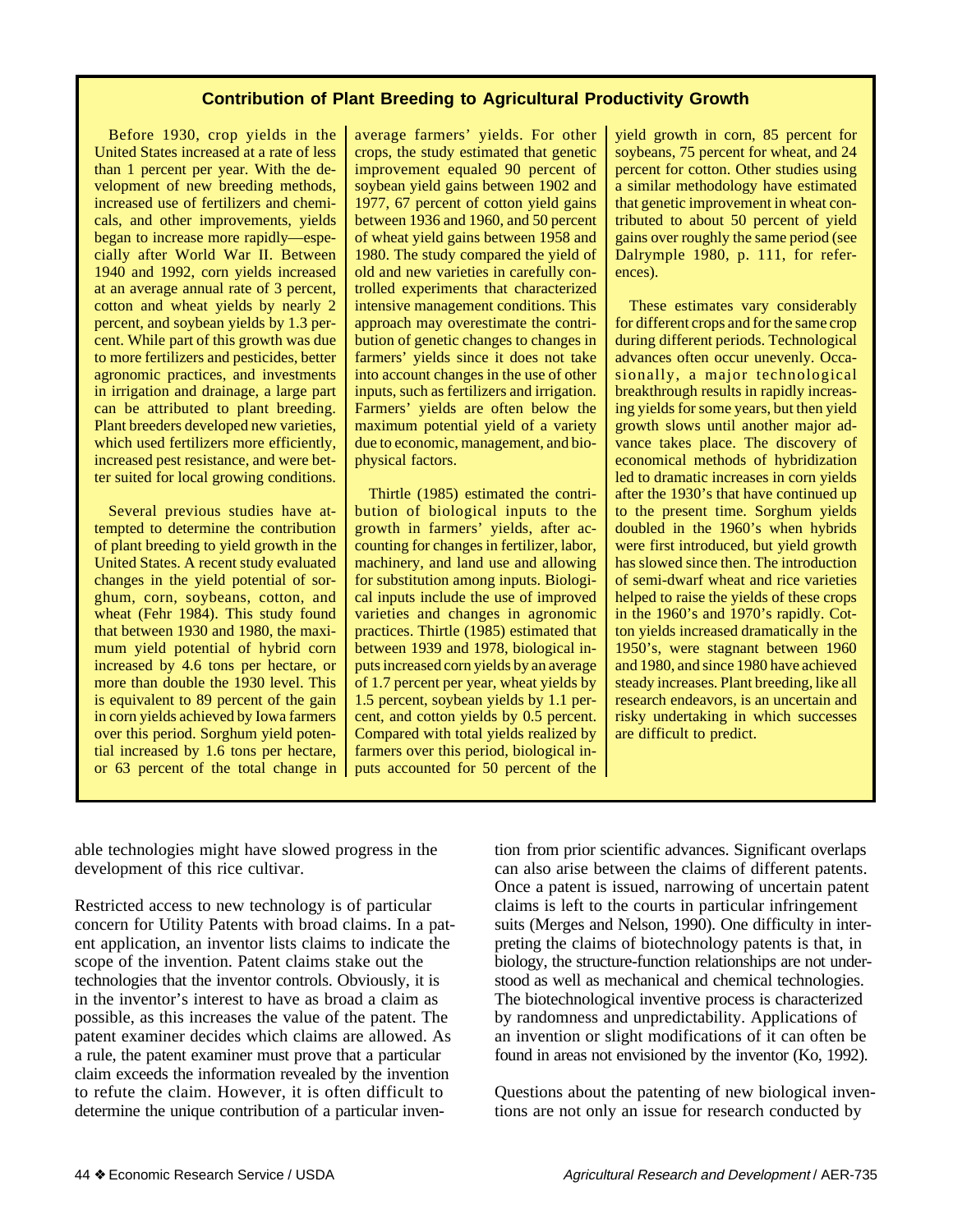## Contribution of Plant Breeding to Agricultural Productivity Growth

Before 1930, crop yields in the United States increased at a rate of less than 1 percent per year. With the development of new breeding methods, increased use of fertilizers and chemicals, and other improvements, yields began to increase more rapidly—especially after World War II. Between 1940 and 1992, corn yields increased at an average annual rate of 3 percent, cotton and wheat yields by nearly 2 percent, and soybean yields by 1.3 percent. While part of this growth was due to more fertilizers and pesticides, better agronomic practices, and investments in irrigation and drainage, a large part can be attributed to plant breeding. Plant breeders developed new varieties, which used fertilizers more efficiently, increased pest resistance, and were better suited for local growing conditions.

Several previous studies have attempted to determine the contribution of plant breeding to yield growth in the United States. A recent study evaluated changes in the yield potential of sorghum, corn, soybeans, cotton, and wheat (Fehr 1984). This study found that between 1930 and 1980, the maximum yield potential of hybrid corn increased by 4.6 tons per hectare, or more than double the 1930 level. This is equivalent to 89 percent of the gain in corn yields achieved by Iowa farmers over this period. Sorghum yield potential increased by 1.6 tons per hectare, or 63 percent of the total change in average farmers' yields. For other crops, the study estimated that genetic improvement equaled 90 percent of soybean yield gains between 1902 and 1977, 67 percent of cotton yield gains between 1936 and 1960, and 50 percent of wheat yield gains between 1958 and 1980. The study compared the yield of old and new varieties in carefully controlled experiments that characterized intensive management conditions. This approach may overestimate the contribution of genetic changes to changes in farmers' yields since it does not take into account changes in the use of other inputs, such as fertilizers and irrigation. Farmers' yields are often below the maximum potential yield of a variety due to economic, management, and biophysical factors.

Thirtle (1985) estimated the contribution of biological inputs to the growth in farmers' yields, after accounting for changes in fertilizer, labor, machinery, and land use and allowing for substitution among inputs. Biological inputs include the use of improved varieties and changes in agronomic practices. Thirtle (1985) estimated that between 1939 and 1978, biological inputs increased corn yields by an average of 1.7 percent per year, wheat yields by 1.5 percent, soybean yields by 1.1 percent, and cotton yields by 0.5 percent. Compared with total yields realized by farmers over this period, biological inputs accounted for 50 percent of the yield growth in corn, 85 percent for soybeans, 75 percent for wheat, and 24 percent for cotton. Other studies using a similar methodology have estimated that genetic improvement in wheat contributed to about 50 percent of yield gains over roughly the same period (see Dalrymple 1980, p. 111, for references).

These estimates vary considerably for different crops and for the same crop during different periods. Technological advances often occur unevenly. Occasionally, a major technological breakthrough results in rapidly increasing yields for some years, but then yield growth slows until another major advance takes place. The discovery of economical methods of hybridization led to dramatic increases in corn yields after the 1930's that have continued up to the present time. Sorghum yields doubled in the 1960's when hybrids were first introduced, but yield growth has slowed since then. The introduction of semi-dwarf wheat and rice varieties helped to raise the yields of these crops in the 1960's and 1970's rapidly. Cotton yields increased dramatically in the 1950's, were stagnant between 1960 and 1980, and since 1980 have achieved steady increases. Plant breeding, like all research endeavors, is an uncertain and risky undertaking in which successes are difficult to predict.

---

able technologies might have slowed progress in the development of this rice cultivar.

Restricted access to new technology is of particular concern for Utility Patents with broad claims. In a patent application, an inventor lists claims to indicate the scope of the invention. Patent claims stake out the technologies that the inventor controls. Obviously, it is in the inventor's interest to have as broad a claim as possible, as this increases the value of the patent. The patent examiner decides which claims are allowed. As a rule, the patent examiner must prove that a particular claim exceeds the information revealed by the invention to refute the claim. However, it is often difficult to determine the unique contribution of a particular invention from prior scientific advances. Significant overlaps can also arise between the claims of different patents. Once a patent is issued, narrowing of uncertain patent claims is left to the courts in particular infringement suits (Merges and Nelson, 1990). One difficulty in interpreting the claims of biotechnology patents is that, in biology, the structure-function relationships are not understood as well as mechanical and chemical technologies. The biotechnological inventive process is characterized by randomness and unpredictability. Applications of an invention or slight modifications of it can often be found in areas not envisioned by the inventor (Ko, 1992).

Questions about the patenting of new biological inventions are not only an issue for research conducted by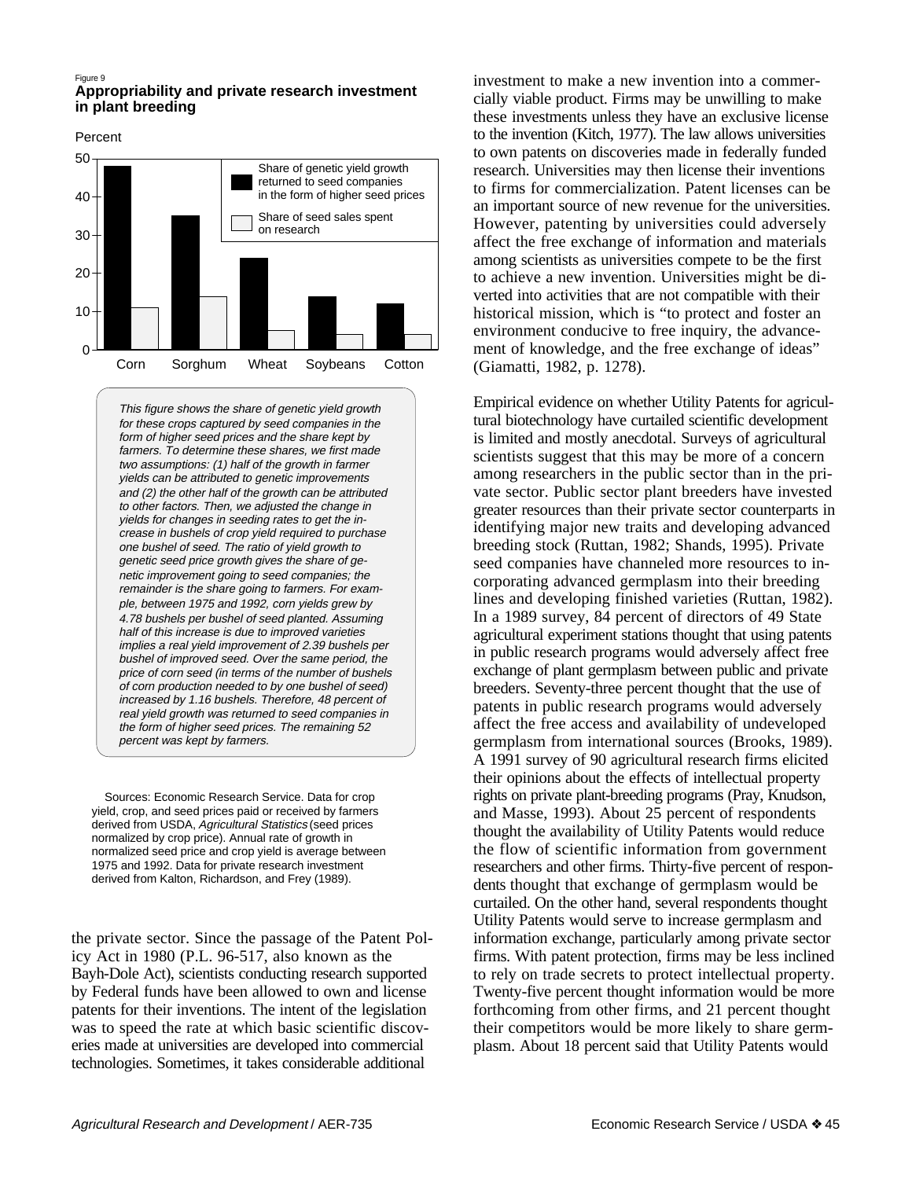Figure 9
**Appropriability and private research investment in plant breeding**

Percent

| | Share of genetic yield growth returned to seed companies in the form of higher seed prices | Share of seed sales spent on research |
|---|---|---|
| Corn | 48 | 11 |
| Sorghum | 35 | 14 |
| Wheat | 24 | 5 |
| Soybeans | 14 | 4 |
| Cotton | 12 | 4 |

*This figure shows the share of genetic yield growth for these crops captured by seed companies in the form of higher seed prices and the share kept by farmers. To determine these shares, we first made two assumptions: (1) half of the growth in farmer yields can be attributed to genetic improvements and (2) the other half of the growth can be attributed to other factors. Then, we adjusted the change in yields for changes in seeding rates to get the increase in bushels of crop yield required to purchase one bushel of seed. The ratio of yield growth to genetic seed price growth gives the share of genetic improvement going to seed companies; the remainder is the share going to farmers. For example, between 1975 and 1992, corn yields grew by 4.78 bushels per bushel of seed planted. Assuming half of this increase is due to improved varieties implies a real yield improvement of 2.39 bushels per bushel of improved seed. Over the same period, the price of corn seed (in terms of the number of bushels of corn production needed to by one bushel of seed) increased by 1.16 bushels. Therefore, 48 percent of real yield growth was returned to seed companies in the form of higher seed prices. The remaining 52 percent was kept by farmers.*

Sources: Economic Research Service. Data for crop yield, crop, and seed prices paid or received by farmers derived from USDA, *Agricultural Statistics* (seed prices normalized by crop price). Annual rate of growth in normalized seed price and crop yield is average between 1975 and 1992. Data for private research investment derived from Kalton, Richardson, and Frey (1989).

the private sector. Since the passage of the Patent Policy Act in 1980 (P.L. 96-517, also known as the Bayh-Dole Act), scientists conducting research supported by Federal funds have been allowed to own and license patents for their inventions. The intent of the legislation was to speed the rate at which basic scientific discoveries made at universities are developed into commercial technologies. Sometimes, it takes considerable additional investment to make a new invention into a commercially viable product. Firms may be unwilling to make these investments unless they have an exclusive license to the invention (Kitch, 1977). The law allows universities to own patents on discoveries made in federally funded research. Universities may then license their inventions to firms for commercialization. Patent licenses can be an important source of new revenue for the universities. However, patenting by universities could adversely affect the free exchange of information and materials among scientists as universities compete to be the first to achieve a new invention. Universities might be diverted into activities that are not compatible with their historical mission, which is "to protect and foster an environment conducive to free inquiry, the advancement of knowledge, and the free exchange of ideas" (Giamatti, 1982, p. 1278).

Empirical evidence on whether Utility Patents for agricultural biotechnology have curtailed scientific development is limited and mostly anecdotal. Surveys of agricultural scientists suggest that this may be more of a concern among researchers in the public sector than in the private sector. Public sector plant breeders have invested greater resources than their private sector counterparts in identifying major new traits and developing advanced breeding stock (Ruttan, 1982; Shands, 1995). Private seed companies have channeled more resources to incorporating advanced germplasm into their breeding lines and developing finished varieties (Ruttan, 1982). In a 1989 survey, 84 percent of directors of 49 State agricultural experiment stations thought that using patents in public research programs would adversely affect free exchange of plant germplasm between public and private breeders. Seventy-three percent thought that the use of patents in public research programs would adversely affect the free access and availability of undeveloped germplasm from international sources (Brooks, 1989). A 1991 survey of 90 agricultural research firms elicited their opinions about the effects of intellectual property rights on private plant-breeding programs (Pray, Knudson, and Masse, 1993). About 25 percent of respondents thought the availability of Utility Patents would reduce the flow of scientific information from government researchers and other firms. Thirty-five percent of respondents thought that exchange of germplasm would be curtailed. On the other hand, several respondents thought Utility Patents would serve to increase germplasm and information exchange, particularly among private sector firms. With patent protection, firms may be less inclined to rely on trade secrets to protect intellectual property. Twenty-five percent thought information would be more forthcoming from other firms, and 21 percent thought their competitors would be more likely to share germplasm. About 18 percent said that Utility Patents would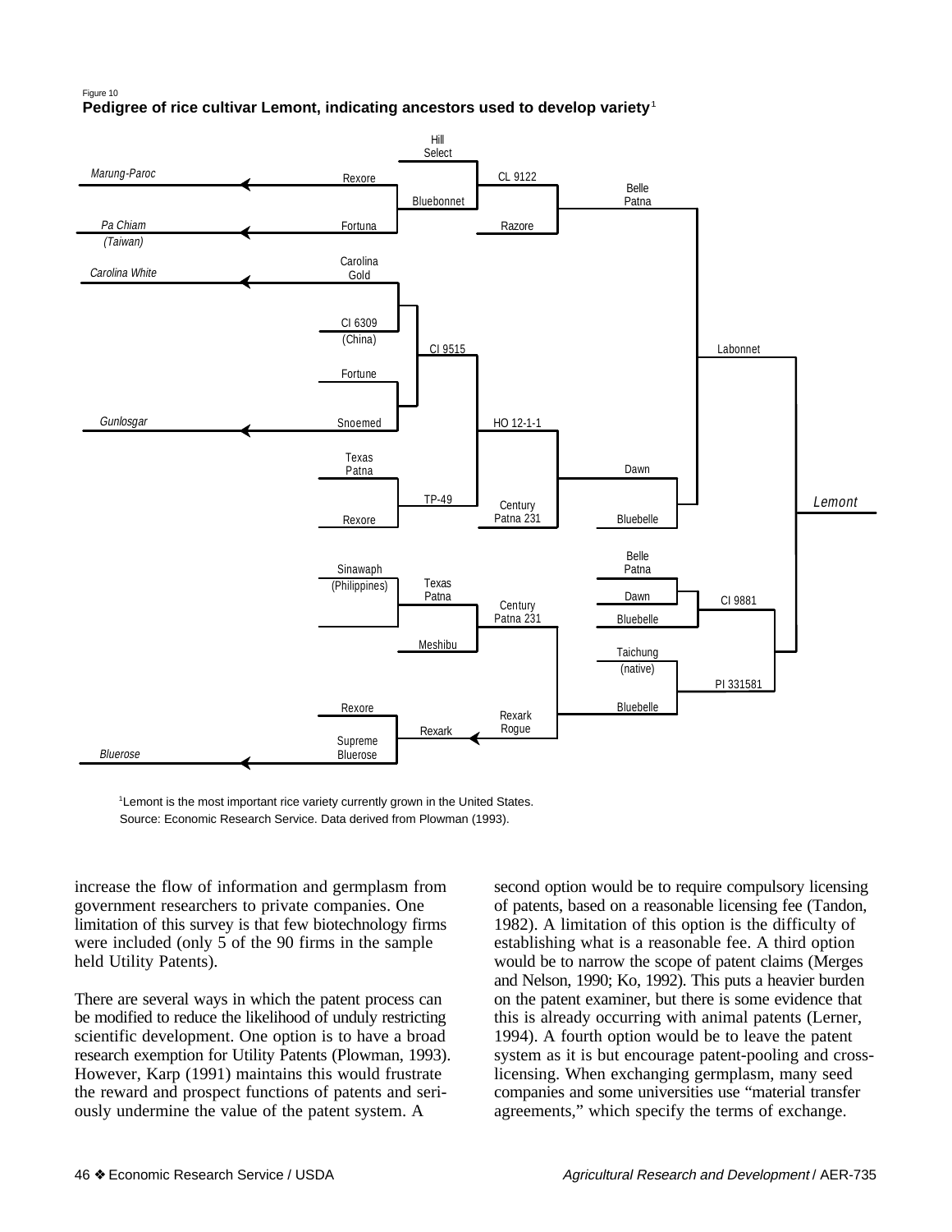Figure 10

**Pedigree of rice cultivar Lemont, indicating ancestors used to develop variety**[1]

[1]Lemont is the most important rice variety currently grown in the United States.

Source: Economic Research Service. Data derived from Plowman (1993).

increase the flow of information and germplasm from government researchers to private companies. One limitation of this survey is that few biotechnology firms were included (only 5 of the 90 firms in the sample held Utility Patents).

There are several ways in which the patent process can be modified to reduce the likelihood of unduly restricting scientific development. One option is to have a broad research exemption for Utility Patents (Plowman, 1993). However, Karp (1991) maintains this would frustrate the reward and prospect functions of patents and seriously undermine the value of the patent system. A second option would be to require compulsory licensing of patents, based on a reasonable licensing fee (Tandon, 1982). A limitation of this option is the difficulty of establishing what is a reasonable fee. A third option would be to narrow the scope of patent claims (Merges and Nelson, 1990; Ko, 1992). This puts a heavier burden on the patent examiner, but there is some evidence that this is already occurring with animal patents (Lerner, 1994). A fourth option would be to leave the patent system as it is but encourage patent-pooling and cross-licensing. When exchanging germplasm, many seed companies and some universities use "material transfer agreements," which specify the terms of exchange.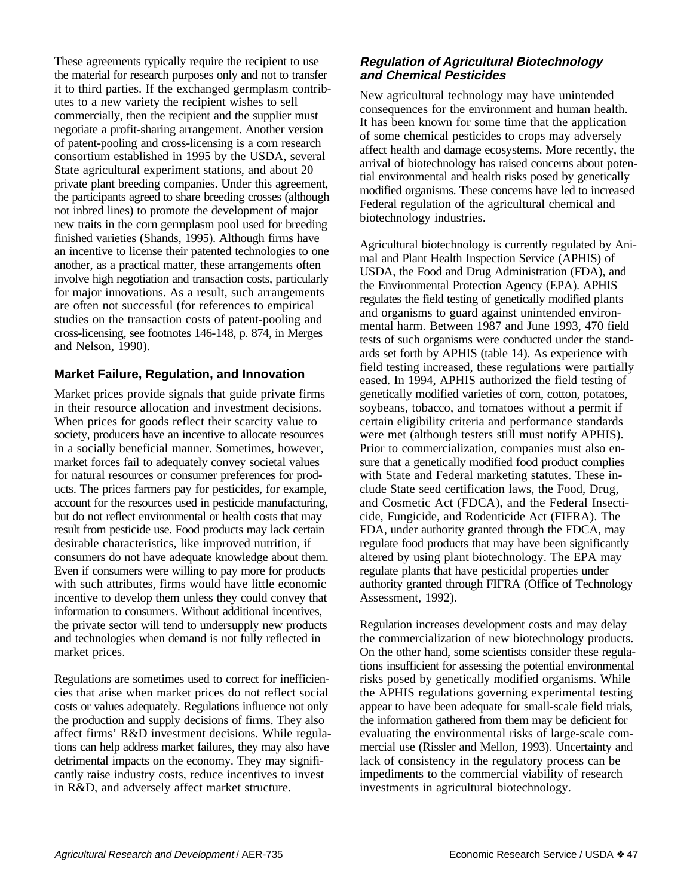These agreements typically require the recipient to use the material for research purposes only and not to transfer it to third parties. If the exchanged germplasm contributes to a new variety the recipient wishes to sell commercially, then the recipient and the supplier must negotiate a profit-sharing arrangement. Another version of patent-pooling and cross-licensing is a corn research consortium established in 1995 by the USDA, several State agricultural experiment stations, and about 20 private plant breeding companies. Under this agreement, the participants agreed to share breeding crosses (although not inbred lines) to promote the development of major new traits in the corn germplasm pool used for breeding finished varieties (Shands, 1995). Although firms have an incentive to license their patented technologies to one another, as a practical matter, these arrangements often involve high negotiation and transaction costs, particularly for major innovations. As a result, such arrangements are often not successful (for references to empirical studies on the transaction costs of patent-pooling and cross-licensing, see footnotes 146-148, p. 874, in Merges and Nelson, 1990).

## Market Failure, Regulation, and Innovation

Market prices provide signals that guide private firms in their resource allocation and investment decisions. When prices for goods reflect their scarcity value to society, producers have an incentive to allocate resources in a socially beneficial manner. Sometimes, however, market forces fail to adequately convey societal values for natural resources or consumer preferences for products. The prices farmers pay for pesticides, for example, account for the resources used in pesticide manufacturing, but do not reflect environmental or health costs that may result from pesticide use. Food products may lack certain desirable characteristics, like improved nutrition, if consumers do not have adequate knowledge about them. Even if consumers were willing to pay more for products with such attributes, firms would have little economic incentive to develop them unless they could convey that information to consumers. Without additional incentives, the private sector will tend to undersupply new products and technologies when demand is not fully reflected in market prices.

Regulations are sometimes used to correct for inefficiencies that arise when market prices do not reflect social costs or values adequately. Regulations influence not only the production and supply decisions of firms. They also affect firms' R&D investment decisions. While regulations can help address market failures, they may also have detrimental impacts on the economy. They may significantly raise industry costs, reduce incentives to invest in R&D, and adversely affect market structure.

### *Regulation of Agricultural Biotechnology and Chemical Pesticides*

New agricultural technology may have unintended consequences for the environment and human health. It has been known for some time that the application of some chemical pesticides to crops may adversely affect health and damage ecosystems. More recently, the arrival of biotechnology has raised concerns about potential environmental and health risks posed by genetically modified organisms. These concerns have led to increased Federal regulation of the agricultural chemical and biotechnology industries.

Agricultural biotechnology is currently regulated by Animal and Plant Health Inspection Service (APHIS) of USDA, the Food and Drug Administration (FDA), and the Environmental Protection Agency (EPA). APHIS regulates the field testing of genetically modified plants and organisms to guard against unintended environmental harm. Between 1987 and June 1993, 470 field tests of such organisms were conducted under the standards set forth by APHIS (table 14). As experience with field testing increased, these regulations were partially eased. In 1994, APHIS authorized the field testing of genetically modified varieties of corn, cotton, potatoes, soybeans, tobacco, and tomatoes without a permit if certain eligibility criteria and performance standards were met (although testers still must notify APHIS). Prior to commercialization, companies must also ensure that a genetically modified food product complies with State and Federal marketing statutes. These include State seed certification laws, the Food, Drug, and Cosmetic Act (FDCA), and the Federal Insecticide, Fungicide, and Rodenticide Act (FIFRA). The FDA, under authority granted through the FDCA, may regulate food products that may have been significantly altered by using plant biotechnology. The EPA may regulate plants that have pesticidal properties under authority granted through FIFRA (Office of Technology Assessment, 1992).

Regulation increases development costs and may delay the commercialization of new biotechnology products. On the other hand, some scientists consider these regulations insufficient for assessing the potential environmental risks posed by genetically modified organisms. While the APHIS regulations governing experimental testing appear to have been adequate for small-scale field trials, the information gathered from them may be deficient for evaluating the environmental risks of large-scale commercial use (Rissler and Mellon, 1993). Uncertainty and lack of consistency in the regulatory process can be impediments to the commercial viability of research investments in agricultural biotechnology.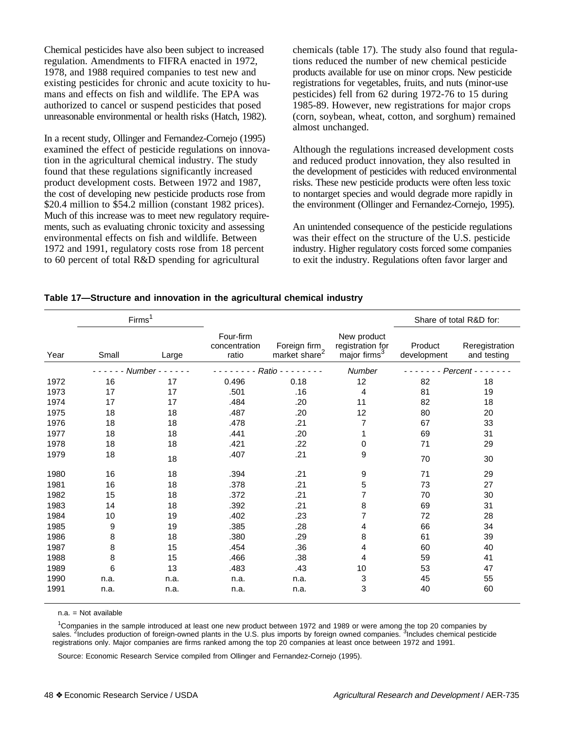Chemical pesticides have also been subject to increased regulation. Amendments to FIFRA enacted in 1972, 1978, and 1988 required companies to test new and existing pesticides for chronic and acute toxicity to humans and effects on fish and wildlife. The EPA was authorized to cancel or suspend pesticides that posed unreasonable environmental or health risks (Hatch, 1982).

In a recent study, Ollinger and Fernandez-Cornejo (1995) examined the effect of pesticide regulations on innovation in the agricultural chemical industry. The study found that these regulations significantly increased product development costs. Between 1972 and 1987, the cost of developing new pesticide products rose from \$20.4 million to \$54.2 million (constant 1982 prices). Much of this increase was to meet new regulatory requirements, such as evaluating chronic toxicity and assessing environmental effects on fish and wildlife. Between 1972 and 1991, regulatory costs rose from 18 percent to 60 percent of total R&D spending for agricultural chemicals (table 17). The study also found that regulations reduced the number of new chemical pesticide products available for use on minor crops. New pesticide registrations for vegetables, fruits, and nuts (minor-use pesticides) fell from 62 during 1972-76 to 15 during 1985-89. However, new registrations for major crops (corn, soybean, wheat, cotton, and sorghum) remained almost unchanged.

Although the regulations increased development costs and reduced product innovation, they also resulted in the development of pesticides with reduced environmental risks. These new pesticide products were often less toxic to nontarget species and would degrade more rapidly in the environment (Ollinger and Fernandez-Cornejo, 1995).

An unintended consequence of the pesticide regulations was their effect on the structure of the U.S. pesticide industry. Higher regulatory costs forced some companies to exit the industry. Regulations often favor larger and

**Table 17—Structure and innovation in the agricultural chemical industry**

| Year | Firms[1] | | Four-firm concentration ratio | Foreign firm market share[2] | New product registration for major firms[3] | Share of total R&D for: | |
|---|---|---|---|---|---|---|---|
| | Small | Large | | | | Product development | Reregistration and testing |
| | *Number* | | *Ratio* | | *Number* | *Percent* | |
| 1972 | 16 | 17 | 0.496 | 0.18 | 12 | 82 | 18 |
| 1973 | 17 | 17 | .501 | .16 | 4 | 81 | 19 |
| 1974 | 17 | 17 | .484 | .20 | 11 | 82 | 18 |
| 1975 | 18 | 18 | .487 | .20 | 12 | 80 | 20 |
| 1976 | 18 | 18 | .478 | .21 | 7 | 67 | 33 |
| 1977 | 18 | 18 | .441 | .20 | 1 | 69 | 31 |
| 1978 | 18 | 18 | .421 | .22 | 0 | 71 | 29 |
| 1979 | 18 | 18 | .407 | .21 | 9 | 70 | 30 |
| 1980 | 16 | 18 | .394 | .21 | 9 | 71 | 29 |
| 1981 | 16 | 18 | .378 | .21 | 5 | 73 | 27 |
| 1982 | 15 | 18 | .372 | .21 | 7 | 70 | 30 |
| 1983 | 14 | 18 | .392 | .21 | 8 | 69 | 31 |
| 1984 | 10 | 19 | .402 | .23 | 7 | 72 | 28 |
| 1985 | 9 | 19 | .385 | .28 | 4 | 66 | 34 |
| 1986 | 8 | 18 | .380 | .29 | 8 | 61 | 39 |
| 1987 | 8 | 15 | .454 | .36 | 4 | 60 | 40 |
| 1988 | 8 | 15 | .466 | .38 | 4 | 59 | 41 |
| 1989 | 6 | 13 | .483 | .43 | 10 | 53 | 47 |
| 1990 | n.a. | n.a. | n.a. | n.a. | 3 | 45 | 55 |
| 1991 | n.a. | n.a. | n.a. | n.a. | 3 | 40 | 60 |

n.a. = Not available

[1]Companies in the sample introduced at least one new product between 1972 and 1989 or were among the top 20 companies by sales. [2]Includes production of foreign-owned plants in the U.S. plus imports by foreign owned companies. [3]Includes chemical pesticide registrations only. Major companies are firms ranked among the top 20 companies at least once between 1972 and 1991.

Source: Economic Research Service compiled from Ollinger and Fernandez-Cornejo (1995).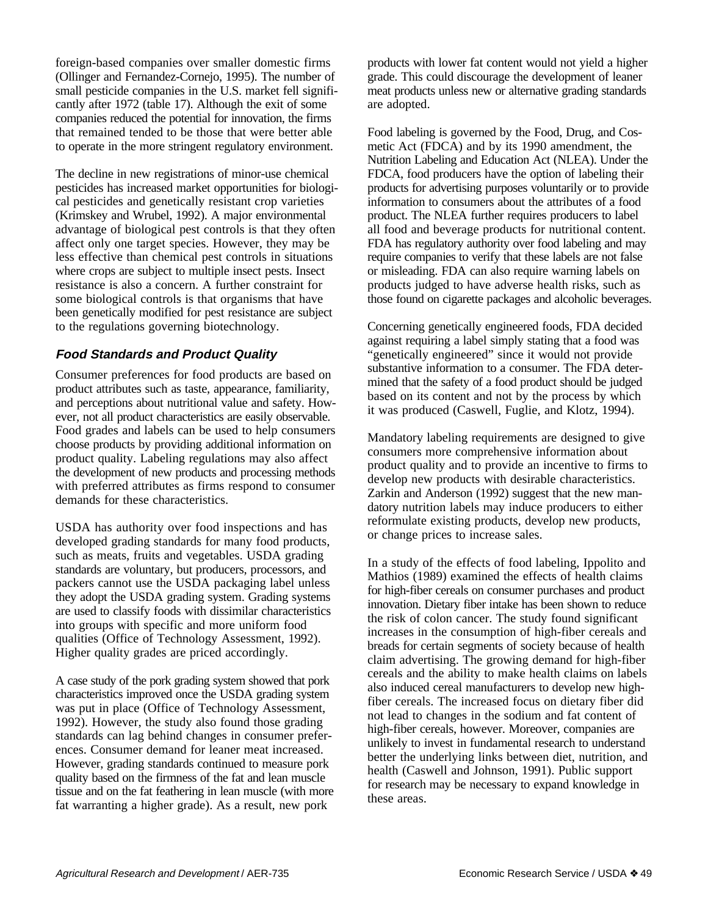foreign-based companies over smaller domestic firms (Ollinger and Fernandez-Cornejo, 1995). The number of small pesticide companies in the U.S. market fell significantly after 1972 (table 17). Although the exit of some companies reduced the potential for innovation, the firms that remained tended to be those that were better able to operate in the more stringent regulatory environment.

The decline in new registrations of minor-use chemical pesticides has increased market opportunities for biological pesticides and genetically resistant crop varieties (Krimskey and Wrubel, 1992). A major environmental advantage of biological pest controls is that they often affect only one target species. However, they may be less effective than chemical pest controls in situations where crops are subject to multiple insect pests. Insect resistance is also a concern. A further constraint for some biological controls is that organisms that have been genetically modified for pest resistance are subject to the regulations governing biotechnology.

### *Food Standards and Product Quality*

Consumer preferences for food products are based on product attributes such as taste, appearance, familiarity, and perceptions about nutritional value and safety. However, not all product characteristics are easily observable. Food grades and labels can be used to help consumers choose products by providing additional information on product quality. Labeling regulations may also affect the development of new products and processing methods with preferred attributes as firms respond to consumer demands for these characteristics.

USDA has authority over food inspections and has developed grading standards for many food products, such as meats, fruits and vegetables. USDA grading standards are voluntary, but producers, processors, and packers cannot use the USDA packaging label unless they adopt the USDA grading system. Grading systems are used to classify foods with dissimilar characteristics into groups with specific and more uniform food qualities (Office of Technology Assessment, 1992). Higher quality grades are priced accordingly.

A case study of the pork grading system showed that pork characteristics improved once the USDA grading system was put in place (Office of Technology Assessment, 1992). However, the study also found those grading standards can lag behind changes in consumer preferences. Consumer demand for leaner meat increased. However, grading standards continued to measure pork quality based on the firmness of the fat and lean muscle tissue and on the fat feathering in lean muscle (with more fat warranting a higher grade). As a result, new pork products with lower fat content would not yield a higher grade. This could discourage the development of leaner meat products unless new or alternative grading standards are adopted.

Food labeling is governed by the Food, Drug, and Cosmetic Act (FDCA) and by its 1990 amendment, the Nutrition Labeling and Education Act (NLEA). Under the FDCA, food producers have the option of labeling their products for advertising purposes voluntarily or to provide information to consumers about the attributes of a food product. The NLEA further requires producers to label all food and beverage products for nutritional content. FDA has regulatory authority over food labeling and may require companies to verify that these labels are not false or misleading. FDA can also require warning labels on products judged to have adverse health risks, such as those found on cigarette packages and alcoholic beverages.

Concerning genetically engineered foods, FDA decided against requiring a label simply stating that a food was "genetically engineered" since it would not provide substantive information to a consumer. The FDA determined that the safety of a food product should be judged based on its content and not by the process by which it was produced (Caswell, Fuglie, and Klotz, 1994).

Mandatory labeling requirements are designed to give consumers more comprehensive information about product quality and to provide an incentive to firms to develop new products with desirable characteristics. Zarkin and Anderson (1992) suggest that the new mandatory nutrition labels may induce producers to either reformulate existing products, develop new products, or change prices to increase sales.

In a study of the effects of food labeling, Ippolito and Mathios (1989) examined the effects of health claims for high-fiber cereals on consumer purchases and product innovation. Dietary fiber intake has been shown to reduce the risk of colon cancer. The study found significant increases in the consumption of high-fiber cereals and breads for certain segments of society because of health claim advertising. The growing demand for high-fiber cereals and the ability to make health claims on labels also induced cereal manufacturers to develop new high-fiber cereals. The increased focus on dietary fiber did not lead to changes in the sodium and fat content of high-fiber cereals, however. Moreover, companies are unlikely to invest in fundamental research to understand better the underlying links between diet, nutrition, and health (Caswell and Johnson, 1991). Public support for research may be necessary to expand knowledge in these areas.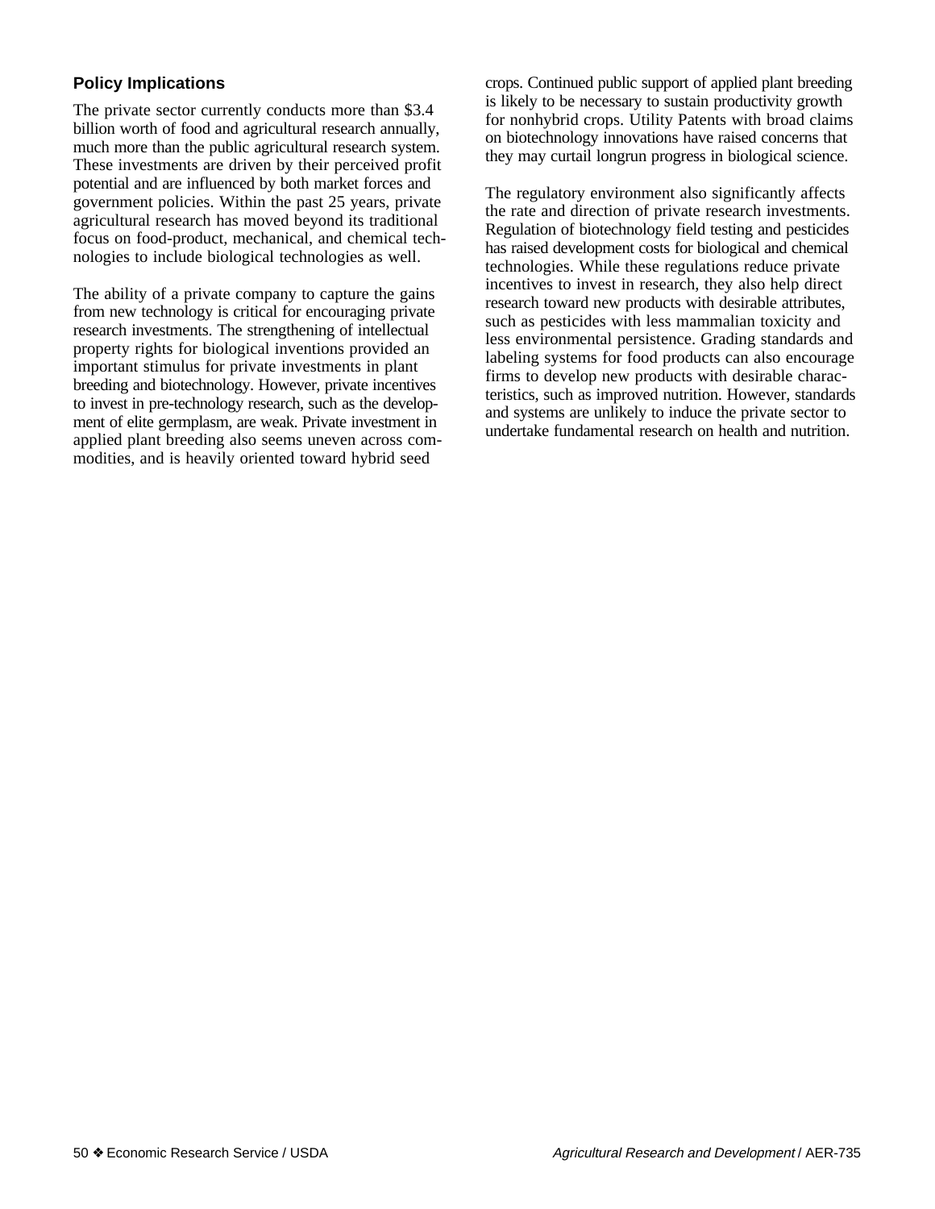## Policy Implications

The private sector currently conducts more than $3.4 billion worth of food and agricultural research annually, much more than the public agricultural research system. These investments are driven by their perceived profit potential and are influenced by both market forces and government policies. Within the past 25 years, private agricultural research has moved beyond its traditional focus on food-product, mechanical, and chemical technologies to include biological technologies as well.

The ability of a private company to capture the gains from new technology is critical for encouraging private research investments. The strengthening of intellectual property rights for biological inventions provided an important stimulus for private investments in plant breeding and biotechnology. However, private incentives to invest in pre-technology research, such as the development of elite germplasm, are weak. Private investment in applied plant breeding also seems uneven across commodities, and is heavily oriented toward hybrid seed crops. Continued public support of applied plant breeding is likely to be necessary to sustain productivity growth for nonhybrid crops. Utility Patents with broad claims on biotechnology innovations have raised concerns that they may curtail longrun progress in biological science.

The regulatory environment also significantly affects the rate and direction of private research investments. Regulation of biotechnology field testing and pesticides has raised development costs for biological and chemical technologies. While these regulations reduce private incentives to invest in research, they also help direct research toward new products with desirable attributes, such as pesticides with less mammalian toxicity and less environmental persistence. Grading standards and labeling systems for food products can also encourage firms to develop new products with desirable characteristics, such as improved nutrition. However, standards and systems are unlikely to induce the private sector to undertake fundamental research on health and nutrition.